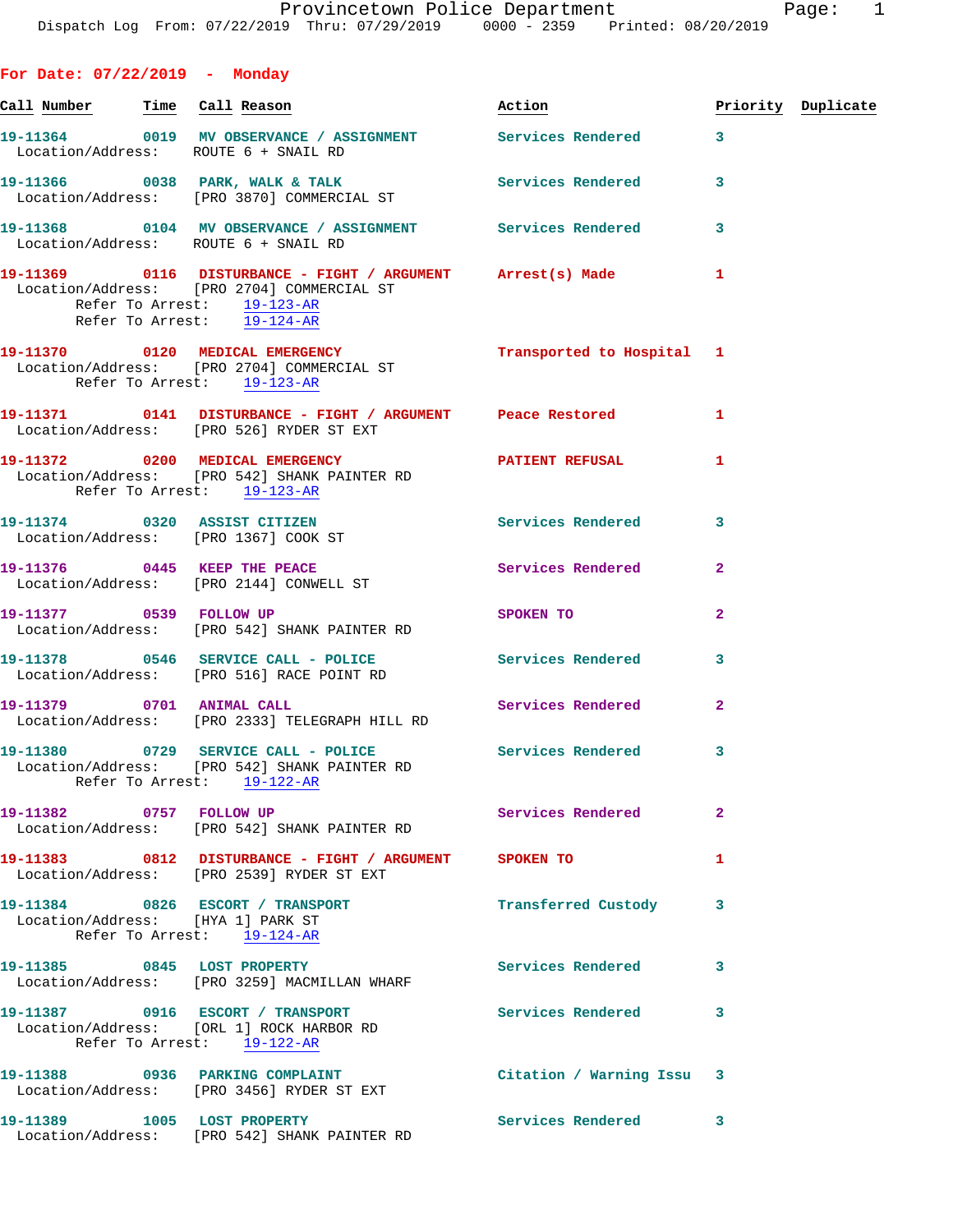Provincetown Police Department

Dispatch Log From: 07/22/2019 Thru: 07/29/2019 0000 - 2359 Printed: 08/20/2019

## For Date: 07/22/2019 - Monday

| Call Number | Time | Call Reason | Action | Priority | Duplicate |
|---|---|---|---|---|---|
| 19-11364 | 0019 | MV OBSERVANCE / ASSIGNMENT | Services Rendered | 3 | |
| Location/Address: ROUTE 6 + SNAIL RD | | | | | |
| 19-11366 | 0038 | PARK, WALK & TALK | Services Rendered | 3 | |
| Location/Address: [PRO 3870] COMMERCIAL ST | | | | | |
| 19-11368 | 0104 | MV OBSERVANCE / ASSIGNMENT | Services Rendered | 3 | |
| Location/Address: ROUTE 6 + SNAIL RD | | | | | |
| 19-11369 | 0116 | DISTURBANCE - FIGHT / ARGUMENT | Arrest(s) Made | 1 | |
| Location/Address: [PRO 2704] COMMERCIAL ST; Refer To Arrest: 19-123-AR; Refer To Arrest: 19-124-AR | | | | | |
| 19-11370 | 0120 | MEDICAL EMERGENCY | Transported to Hospital | 1 | |
| Location/Address: [PRO 2704] COMMERCIAL ST; Refer To Arrest: 19-123-AR | | | | | |
| 19-11371 | 0141 | DISTURBANCE - FIGHT / ARGUMENT | Peace Restored | 1 | |
| Location/Address: [PRO 526] RYDER ST EXT | | | | | |
| 19-11372 | 0200 | MEDICAL EMERGENCY | PATIENT REFUSAL | 1 | |
| Location/Address: [PRO 542] SHANK PAINTER RD; Refer To Arrest: 19-123-AR | | | | | |
| 19-11374 | 0320 | ASSIST CITIZEN | Services Rendered | 3 | |
| Location/Address: [PRO 1367] COOK ST | | | | | |
| 19-11376 | 0445 | KEEP THE PEACE | Services Rendered | 2 | |
| Location/Address: [PRO 2144] CONWELL ST | | | | | |
| 19-11377 | 0539 | FOLLOW UP | SPOKEN TO | 2 | |
| Location/Address: [PRO 542] SHANK PAINTER RD | | | | | |
| 19-11378 | 0546 | SERVICE CALL - POLICE | Services Rendered | 3 | |
| Location/Address: [PRO 516] RACE POINT RD | | | | | |
| 19-11379 | 0701 | ANIMAL CALL | Services Rendered | 2 | |
| Location/Address: [PRO 2333] TELEGRAPH HILL RD | | | | | |
| 19-11380 | 0729 | SERVICE CALL - POLICE | Services Rendered | 3 | |
| Location/Address: [PRO 542] SHANK PAINTER RD; Refer To Arrest: 19-122-AR | | | | | |
| 19-11382 | 0757 | FOLLOW UP | Services Rendered | 2 | |
| Location/Address: [PRO 542] SHANK PAINTER RD | | | | | |
| 19-11383 | 0812 | DISTURBANCE - FIGHT / ARGUMENT | SPOKEN TO | 1 | |
| Location/Address: [PRO 2539] RYDER ST EXT | | | | | |
| 19-11384 | 0826 | ESCORT / TRANSPORT | Transferred Custody | 3 | |
| Location/Address: [HYA 1] PARK ST; Refer To Arrest: 19-124-AR | | | | | |
| 19-11385 | 0845 | LOST PROPERTY | Services Rendered | 3 | |
| Location/Address: [PRO 3259] MACMILLAN WHARF | | | | | |
| 19-11387 | 0916 | ESCORT / TRANSPORT | Services Rendered | 3 | |
| Location/Address: [ORL 1] ROCK HARBOR RD; Refer To Arrest: 19-122-AR | | | | | |
| 19-11388 | 0936 | PARKING COMPLAINT | Citation / Warning Issu | 3 | |
| Location/Address: [PRO 3456] RYDER ST EXT | | | | | |
| 19-11389 | 1005 | LOST PROPERTY | Services Rendered | 3 | |
| Location/Address: [PRO 542] SHANK PAINTER RD | | | | | |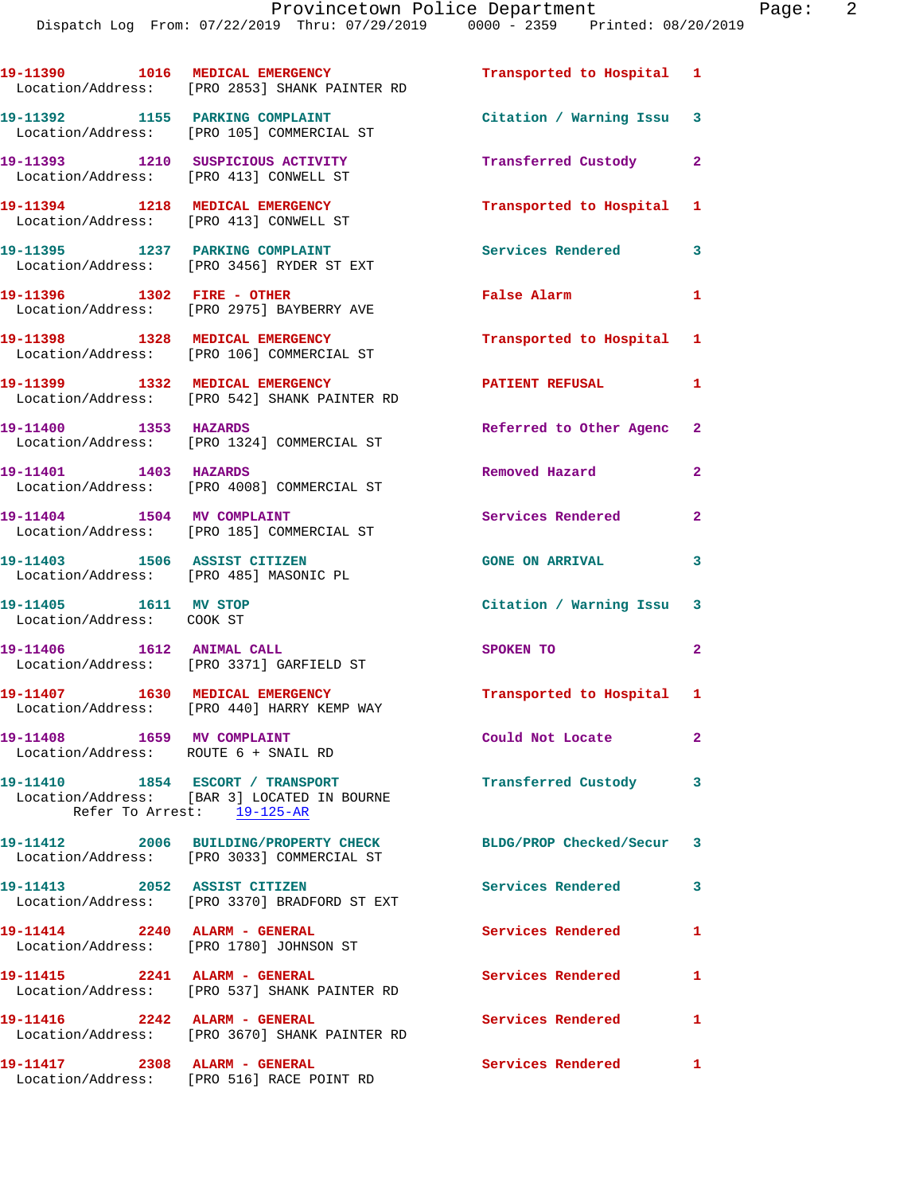| Call Number | Time | Call Reason | Action | Priority |
|---|---|---|---|---|
| 19-11390 | 1016 | MEDICAL EMERGENCY | Transported to Hospital | 1 |
| Location/Address: [PRO 2853] SHANK PAINTER RD | | | | |
| 19-11392 | 1155 | PARKING COMPLAINT | Citation / Warning Issu | 3 |
| Location/Address: [PRO 105] COMMERCIAL ST | | | | |
| 19-11393 | 1210 | SUSPICIOUS ACTIVITY | Transferred Custody | 2 |
| Location/Address: [PRO 413] CONWELL ST | | | | |
| 19-11394 | 1218 | MEDICAL EMERGENCY | Transported to Hospital | 1 |
| Location/Address: [PRO 413] CONWELL ST | | | | |
| 19-11395 | 1237 | PARKING COMPLAINT | Services Rendered | 3 |
| Location/Address: [PRO 3456] RYDER ST EXT | | | | |
| 19-11396 | 1302 | FIRE - OTHER | False Alarm | 1 |
| Location/Address: [PRO 2975] BAYBERRY AVE | | | | |
| 19-11398 | 1328 | MEDICAL EMERGENCY | Transported to Hospital | 1 |
| Location/Address: [PRO 106] COMMERCIAL ST | | | | |
| 19-11399 | 1332 | MEDICAL EMERGENCY | PATIENT REFUSAL | 1 |
| Location/Address: [PRO 542] SHANK PAINTER RD | | | | |
| 19-11400 | 1353 | HAZARDS | Referred to Other Agenc | 2 |
| Location/Address: [PRO 1324] COMMERCIAL ST | | | | |
| 19-11401 | 1403 | HAZARDS | Removed Hazard | 2 |
| Location/Address: [PRO 4008] COMMERCIAL ST | | | | |
| 19-11404 | 1504 | MV COMPLAINT | Services Rendered | 2 |
| Location/Address: [PRO 185] COMMERCIAL ST | | | | |
| 19-11403 | 1506 | ASSIST CITIZEN | GONE ON ARRIVAL | 3 |
| Location/Address: [PRO 485] MASONIC PL | | | | |
| 19-11405 | 1611 | MV STOP | Citation / Warning Issu | 3 |
| Location/Address: COOK ST | | | | |
| 19-11406 | 1612 | ANIMAL CALL | SPOKEN TO | 2 |
| Location/Address: [PRO 3371] GARFIELD ST | | | | |
| 19-11407 | 1630 | MEDICAL EMERGENCY | Transported to Hospital | 1 |
| Location/Address: [PRO 440] HARRY KEMP WAY | | | | |
| 19-11408 | 1659 | MV COMPLAINT | Could Not Locate | 2 |
| Location/Address: ROUTE 6 + SNAIL RD | | | | |
| 19-11410 | 1854 | ESCORT / TRANSPORT | Transferred Custody | 3 |
| Location/Address: [BAR 3] LOCATED IN BOURNE | | | | |
| Refer To Arrest: 19-125-AR | | | | |
| 19-11412 | 2006 | BUILDING/PROPERTY CHECK | BLDG/PROP Checked/Secur | 3 |
| Location/Address: [PRO 3033] COMMERCIAL ST | | | | |
| 19-11413 | 2052 | ASSIST CITIZEN | Services Rendered | 3 |
| Location/Address: [PRO 3370] BRADFORD ST EXT | | | | |
| 19-11414 | 2240 | ALARM - GENERAL | Services Rendered | 1 |
| Location/Address: [PRO 1780] JOHNSON ST | | | | |
| 19-11415 | 2241 | ALARM - GENERAL | Services Rendered | 1 |
| Location/Address: [PRO 537] SHANK PAINTER RD | | | | |
| 19-11416 | 2242 | ALARM - GENERAL | Services Rendered | 1 |
| Location/Address: [PRO 3670] SHANK PAINTER RD | | | | |
| 19-11417 | 2308 | ALARM - GENERAL | Services Rendered | 1 |
| Location/Address: [PRO 516] RACE POINT RD | | | | |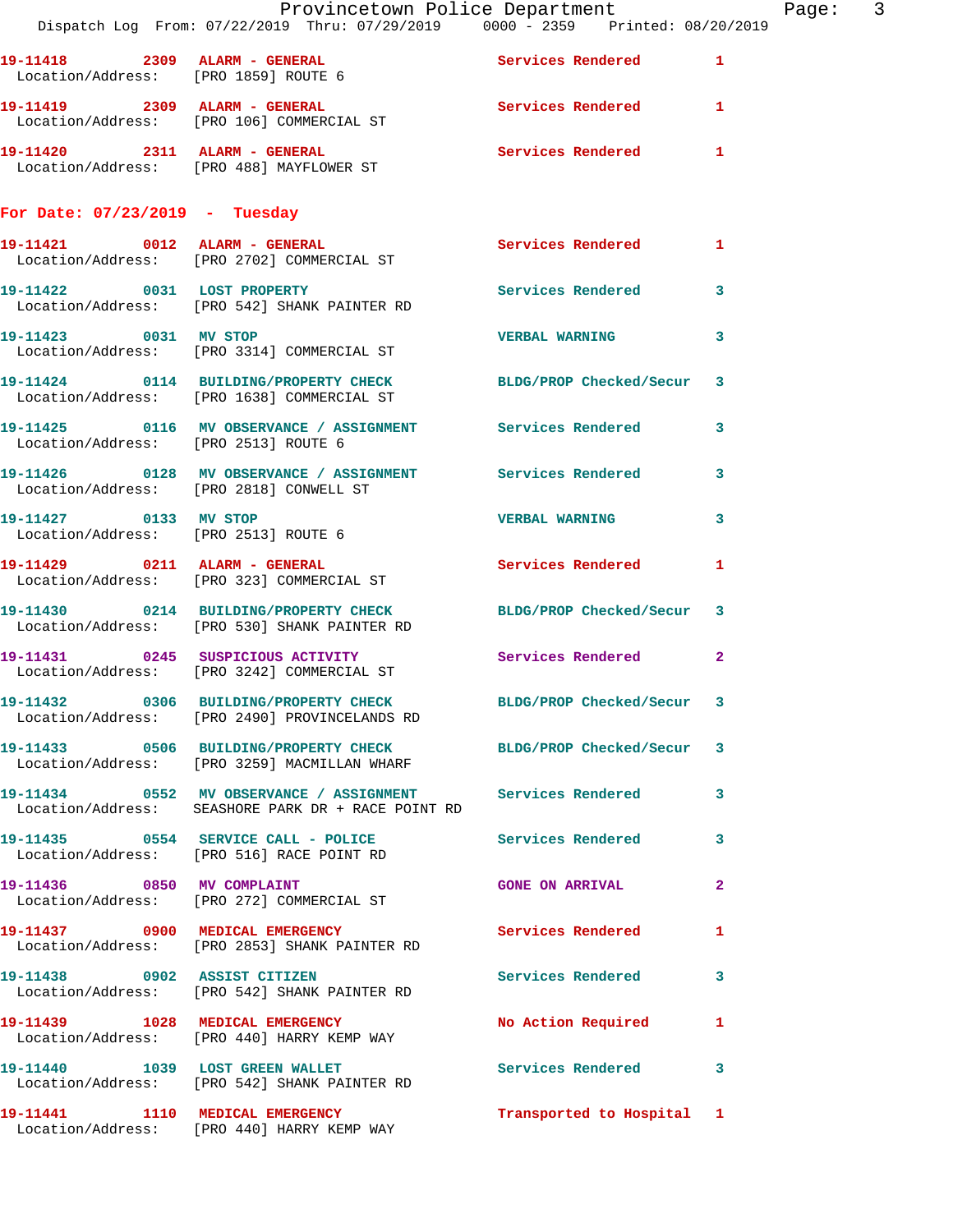19-11418 2309 ALARM - GENERAL Services Rendered 1
Location/Address: [PRO 1859] ROUTE 6

19-11419 2309 ALARM - GENERAL Services Rendered 1
Location/Address: [PRO 106] COMMERCIAL ST

19-11420 2311 ALARM - GENERAL Services Rendered 1
Location/Address: [PRO 488] MAYFLOWER ST

**For Date: 07/23/2019 - Tuesday**

19-11421 0012 ALARM - GENERAL Services Rendered 1
Location/Address: [PRO 2702] COMMERCIAL ST

19-11422 0031 LOST PROPERTY Services Rendered 3
Location/Address: [PRO 542] SHANK PAINTER RD

19-11423 0031 MV STOP VERBAL WARNING 3
Location/Address: [PRO 3314] COMMERCIAL ST

19-11424 0114 BUILDING/PROPERTY CHECK BLDG/PROP Checked/Secur 3
Location/Address: [PRO 1638] COMMERCIAL ST

19-11425 0116 MV OBSERVANCE / ASSIGNMENT Services Rendered 3
Location/Address: [PRO 2513] ROUTE 6

19-11426 0128 MV OBSERVANCE / ASSIGNMENT Services Rendered 3
Location/Address: [PRO 2818] CONWELL ST

19-11427 0133 MV STOP VERBAL WARNING 3
Location/Address: [PRO 2513] ROUTE 6

19-11429 0211 ALARM - GENERAL Services Rendered 1
Location/Address: [PRO 323] COMMERCIAL ST

19-11430 0214 BUILDING/PROPERTY CHECK BLDG/PROP Checked/Secur 3
Location/Address: [PRO 530] SHANK PAINTER RD

19-11431 0245 SUSPICIOUS ACTIVITY Services Rendered 2
Location/Address: [PRO 3242] COMMERCIAL ST

19-11432 0306 BUILDING/PROPERTY CHECK BLDG/PROP Checked/Secur 3
Location/Address: [PRO 2490] PROVINCELANDS RD

19-11433 0506 BUILDING/PROPERTY CHECK BLDG/PROP Checked/Secur 3
Location/Address: [PRO 3259] MACMILLAN WHARF

19-11434 0552 MV OBSERVANCE / ASSIGNMENT Services Rendered 3
Location/Address: SEASHORE PARK DR + RACE POINT RD

19-11435 0554 SERVICE CALL - POLICE Services Rendered 3
Location/Address: [PRO 516] RACE POINT RD

19-11436 0850 MV COMPLAINT GONE ON ARRIVAL 2
Location/Address: [PRO 272] COMMERCIAL ST

19-11437 0900 MEDICAL EMERGENCY Services Rendered 1
Location/Address: [PRO 2853] SHANK PAINTER RD

19-11438 0902 ASSIST CITIZEN Services Rendered 3
Location/Address: [PRO 542] SHANK PAINTER RD

19-11439 1028 MEDICAL EMERGENCY No Action Required 1
Location/Address: [PRO 440] HARRY KEMP WAY

19-11440 1039 LOST GREEN WALLET Services Rendered 3
Location/Address: [PRO 542] SHANK PAINTER RD

19-11441 1110 MEDICAL EMERGENCY Transported to Hospital 1
Location/Address: [PRO 440] HARRY KEMP WAY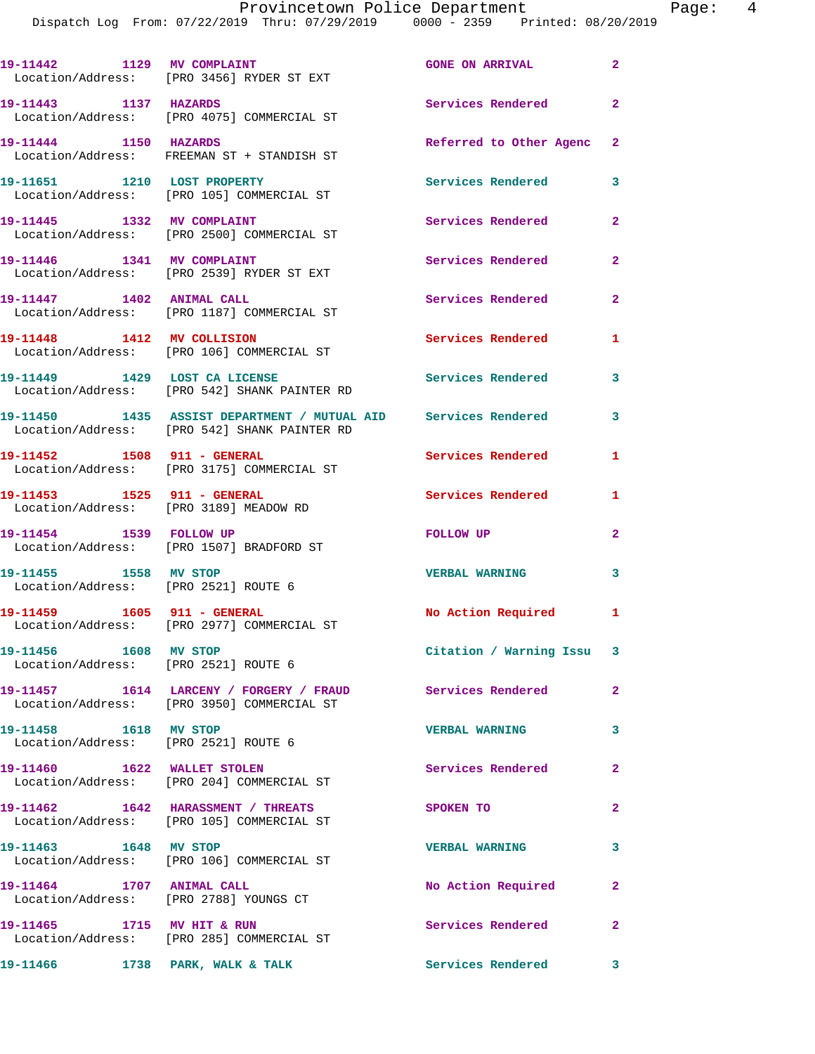| Call Number | Time | Call Reason | Action | Priority |
|---|---|---|---|---|
| 19-11442 | 1129 | MV COMPLAINT | GONE ON ARRIVAL | 2 |
| Location/Address: [PRO 3456] RYDER ST EXT | | | | |
| 19-11443 | 1137 | HAZARDS | Services Rendered | 2 |
| Location/Address: [PRO 4075] COMMERCIAL ST | | | | |
| 19-11444 | 1150 | HAZARDS | Referred to Other Agenc | 2 |
| Location/Address: FREEMAN ST + STANDISH ST | | | | |
| 19-11651 | 1210 | LOST PROPERTY | Services Rendered | 3 |
| Location/Address: [PRO 105] COMMERCIAL ST | | | | |
| 19-11445 | 1332 | MV COMPLAINT | Services Rendered | 2 |
| Location/Address: [PRO 2500] COMMERCIAL ST | | | | |
| 19-11446 | 1341 | MV COMPLAINT | Services Rendered | 2 |
| Location/Address: [PRO 2539] RYDER ST EXT | | | | |
| 19-11447 | 1402 | ANIMAL CALL | Services Rendered | 2 |
| Location/Address: [PRO 1187] COMMERCIAL ST | | | | |
| 19-11448 | 1412 | MV COLLISION | Services Rendered | 1 |
| Location/Address: [PRO 106] COMMERCIAL ST | | | | |
| 19-11449 | 1429 | LOST CA LICENSE | Services Rendered | 3 |
| Location/Address: [PRO 542] SHANK PAINTER RD | | | | |
| 19-11450 | 1435 | ASSIST DEPARTMENT / MUTUAL AID | Services Rendered | 3 |
| Location/Address: [PRO 542] SHANK PAINTER RD | | | | |
| 19-11452 | 1508 | 911 - GENERAL | Services Rendered | 1 |
| Location/Address: [PRO 3175] COMMERCIAL ST | | | | |
| 19-11453 | 1525 | 911 - GENERAL | Services Rendered | 1 |
| Location/Address: [PRO 3189] MEADOW RD | | | | |
| 19-11454 | 1539 | FOLLOW UP | FOLLOW UP | 2 |
| Location/Address: [PRO 1507] BRADFORD ST | | | | |
| 19-11455 | 1558 | MV STOP | VERBAL WARNING | 3 |
| Location/Address: [PRO 2521] ROUTE 6 | | | | |
| 19-11459 | 1605 | 911 - GENERAL | No Action Required | 1 |
| Location/Address: [PRO 2977] COMMERCIAL ST | | | | |
| 19-11456 | 1608 | MV STOP | Citation / Warning Issu | 3 |
| Location/Address: [PRO 2521] ROUTE 6 | | | | |
| 19-11457 | 1614 | LARCENY / FORGERY / FRAUD | Services Rendered | 2 |
| Location/Address: [PRO 3950] COMMERCIAL ST | | | | |
| 19-11458 | 1618 | MV STOP | VERBAL WARNING | 3 |
| Location/Address: [PRO 2521] ROUTE 6 | | | | |
| 19-11460 | 1622 | WALLET STOLEN | Services Rendered | 2 |
| Location/Address: [PRO 204] COMMERCIAL ST | | | | |
| 19-11462 | 1642 | HARASSMENT / THREATS | SPOKEN TO | 2 |
| Location/Address: [PRO 105] COMMERCIAL ST | | | | |
| 19-11463 | 1648 | MV STOP | VERBAL WARNING | 3 |
| Location/Address: [PRO 106] COMMERCIAL ST | | | | |
| 19-11464 | 1707 | ANIMAL CALL | No Action Required | 2 |
| Location/Address: [PRO 2788] YOUNGS CT | | | | |
| 19-11465 | 1715 | MV HIT & RUN | Services Rendered | 2 |
| Location/Address: [PRO 285] COMMERCIAL ST | | | | |
| 19-11466 | 1738 | PARK, WALK & TALK | Services Rendered | 3 |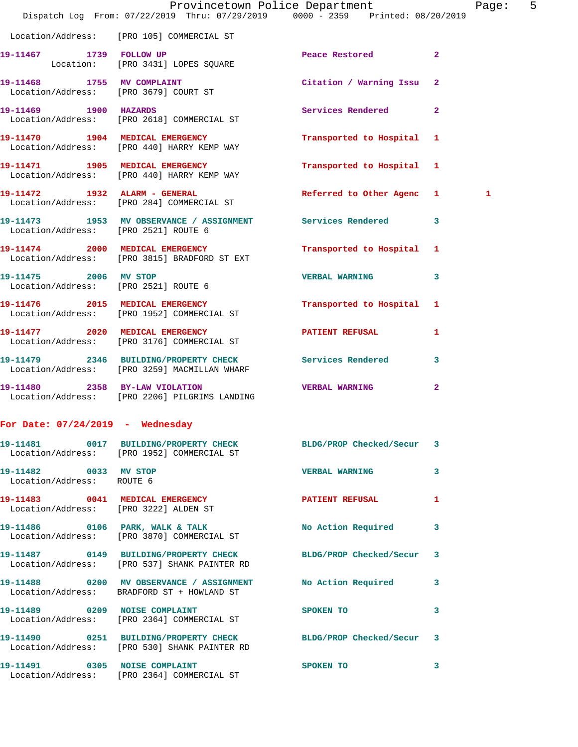Location/Address: [PRO 105] COMMERCIAL ST

| Call # | Time | Call Type | Action | Priority | |
|---|---|---|---|---|---|
| 19-11467 | 1739 | FOLLOW UP<br>Location: [PRO 3431] LOPES SQUARE | Peace Restored | 2 | |
| 19-11468 | 1755 | MV COMPLAINT<br>Location/Address: [PRO 3679] COURT ST | Citation / Warning Issu | 2 | |
| 19-11469 | 1900 | HAZARDS<br>Location/Address: [PRO 2618] COMMERCIAL ST | Services Rendered | 2 | |
| 19-11470 | 1904 | MEDICAL EMERGENCY<br>Location/Address: [PRO 440] HARRY KEMP WAY | Transported to Hospital | 1 | |
| 19-11471 | 1905 | MEDICAL EMERGENCY<br>Location/Address: [PRO 440] HARRY KEMP WAY | Transported to Hospital | 1 | |
| 19-11472 | 1932 | ALARM - GENERAL<br>Location/Address: [PRO 284] COMMERCIAL ST | Referred to Other Agenc | 1 | 1 |
| 19-11473 | 1953 | MV OBSERVANCE / ASSIGNMENT<br>Location/Address: [PRO 2521] ROUTE 6 | Services Rendered | 3 | |
| 19-11474 | 2000 | MEDICAL EMERGENCY<br>Location/Address: [PRO 3815] BRADFORD ST EXT | Transported to Hospital | 1 | |
| 19-11475 | 2006 | MV STOP<br>Location/Address: [PRO 2521] ROUTE 6 | VERBAL WARNING | 3 | |
| 19-11476 | 2015 | MEDICAL EMERGENCY<br>Location/Address: [PRO 1952] COMMERCIAL ST | Transported to Hospital | 1 | |
| 19-11477 | 2020 | MEDICAL EMERGENCY<br>Location/Address: [PRO 3176] COMMERCIAL ST | PATIENT REFUSAL | 1 | |
| 19-11479 | 2346 | BUILDING/PROPERTY CHECK<br>Location/Address: [PRO 3259] MACMILLAN WHARF | Services Rendered | 3 | |
| 19-11480 | 2358 | BY-LAW VIOLATION<br>Location/Address: [PRO 2206] PILGRIMS LANDING | VERBAL WARNING | 2 | |

## For Date: 07/24/2019 - Wednesday

| Call # | Time | Call Type | Action | Priority |
|---|---|---|---|---|
| 19-11481 | 0017 | BUILDING/PROPERTY CHECK<br>Location/Address: [PRO 1952] COMMERCIAL ST | BLDG/PROP Checked/Secur | 3 |
| 19-11482 | 0033 | MV STOP<br>Location/Address: ROUTE 6 | VERBAL WARNING | 3 |
| 19-11483 | 0041 | MEDICAL EMERGENCY<br>Location/Address: [PRO 3222] ALDEN ST | PATIENT REFUSAL | 1 |
| 19-11486 | 0106 | PARK, WALK & TALK<br>Location/Address: [PRO 3870] COMMERCIAL ST | No Action Required | 3 |
| 19-11487 | 0149 | BUILDING/PROPERTY CHECK<br>Location/Address: [PRO 537] SHANK PAINTER RD | BLDG/PROP Checked/Secur | 3 |
| 19-11488 | 0200 | MV OBSERVANCE / ASSIGNMENT<br>Location/Address: BRADFORD ST + HOWLAND ST | No Action Required | 3 |
| 19-11489 | 0209 | NOISE COMPLAINT<br>Location/Address: [PRO 2364] COMMERCIAL ST | SPOKEN TO | 3 |
| 19-11490 | 0251 | BUILDING/PROPERTY CHECK<br>Location/Address: [PRO 530] SHANK PAINTER RD | BLDG/PROP Checked/Secur | 3 |
| 19-11491 | 0305 | NOISE COMPLAINT<br>Location/Address: [PRO 2364] COMMERCIAL ST | SPOKEN TO | 3 |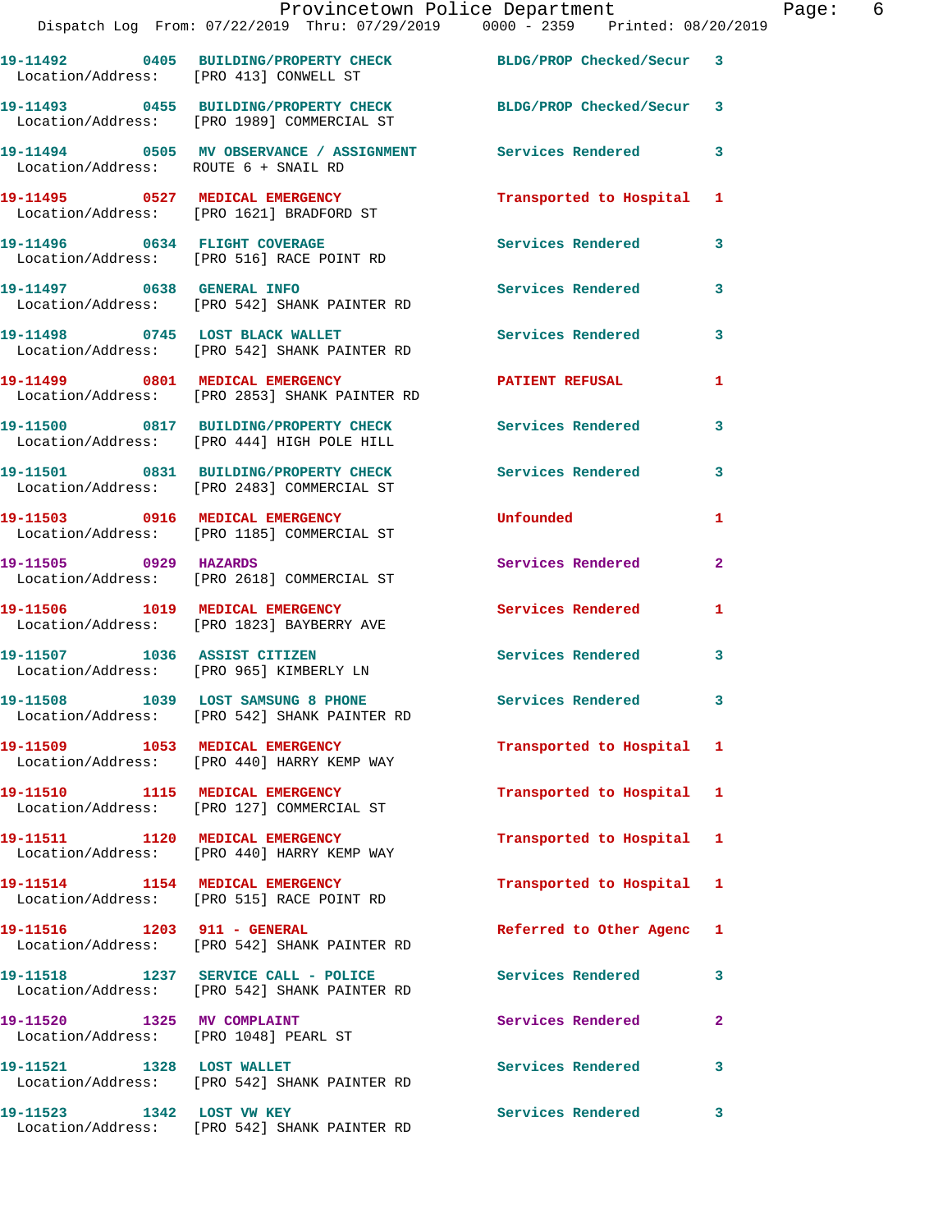19-11492 0405 BUILDING/PROPERTY CHECK BLDG/PROP Checked/Secur 3
Location/Address: [PRO 413] CONWELL ST

19-11493 0455 BUILDING/PROPERTY CHECK BLDG/PROP Checked/Secur 3
Location/Address: [PRO 1989] COMMERCIAL ST

19-11494 0505 MV OBSERVANCE / ASSIGNMENT Services Rendered 3
Location/Address: ROUTE 6 + SNAIL RD

19-11495 0527 MEDICAL EMERGENCY Transported to Hospital 1
Location/Address: [PRO 1621] BRADFORD ST

19-11496 0634 FLIGHT COVERAGE Services Rendered 3
Location/Address: [PRO 516] RACE POINT RD

19-11497 0638 GENERAL INFO Services Rendered 3
Location/Address: [PRO 542] SHANK PAINTER RD

19-11498 0745 LOST BLACK WALLET Services Rendered 3
Location/Address: [PRO 542] SHANK PAINTER RD

19-11499 0801 MEDICAL EMERGENCY PATIENT REFUSAL 1
Location/Address: [PRO 2853] SHANK PAINTER RD

19-11500 0817 BUILDING/PROPERTY CHECK Services Rendered 3
Location/Address: [PRO 444] HIGH POLE HILL

19-11501 0831 BUILDING/PROPERTY CHECK Services Rendered 3
Location/Address: [PRO 2483] COMMERCIAL ST

19-11503 0916 MEDICAL EMERGENCY Unfounded 1
Location/Address: [PRO 1185] COMMERCIAL ST

19-11505 0929 HAZARDS Services Rendered 2
Location/Address: [PRO 2618] COMMERCIAL ST

19-11506 1019 MEDICAL EMERGENCY Services Rendered 1
Location/Address: [PRO 1823] BAYBERRY AVE

19-11507 1036 ASSIST CITIZEN Services Rendered 3
Location/Address: [PRO 965] KIMBERLY LN

19-11508 1039 LOST SAMSUNG 8 PHONE Services Rendered 3
Location/Address: [PRO 542] SHANK PAINTER RD

19-11509 1053 MEDICAL EMERGENCY Transported to Hospital 1
Location/Address: [PRO 440] HARRY KEMP WAY

19-11510 1115 MEDICAL EMERGENCY Transported to Hospital 1
Location/Address: [PRO 127] COMMERCIAL ST

19-11511 1120 MEDICAL EMERGENCY Transported to Hospital 1
Location/Address: [PRO 440] HARRY KEMP WAY

19-11514 1154 MEDICAL EMERGENCY Transported to Hospital 1
Location/Address: [PRO 515] RACE POINT RD

19-11516 1203 911 - GENERAL Referred to Other Agenc 1
Location/Address: [PRO 542] SHANK PAINTER RD

19-11518 1237 SERVICE CALL - POLICE Services Rendered 3
Location/Address: [PRO 542] SHANK PAINTER RD

19-11520 1325 MV COMPLAINT Services Rendered 2
Location/Address: [PRO 1048] PEARL ST

19-11521 1328 LOST WALLET Services Rendered 3
Location/Address: [PRO 542] SHANK PAINTER RD

19-11523 1342 LOST VW KEY Services Rendered 3
Location/Address: [PRO 542] SHANK PAINTER RD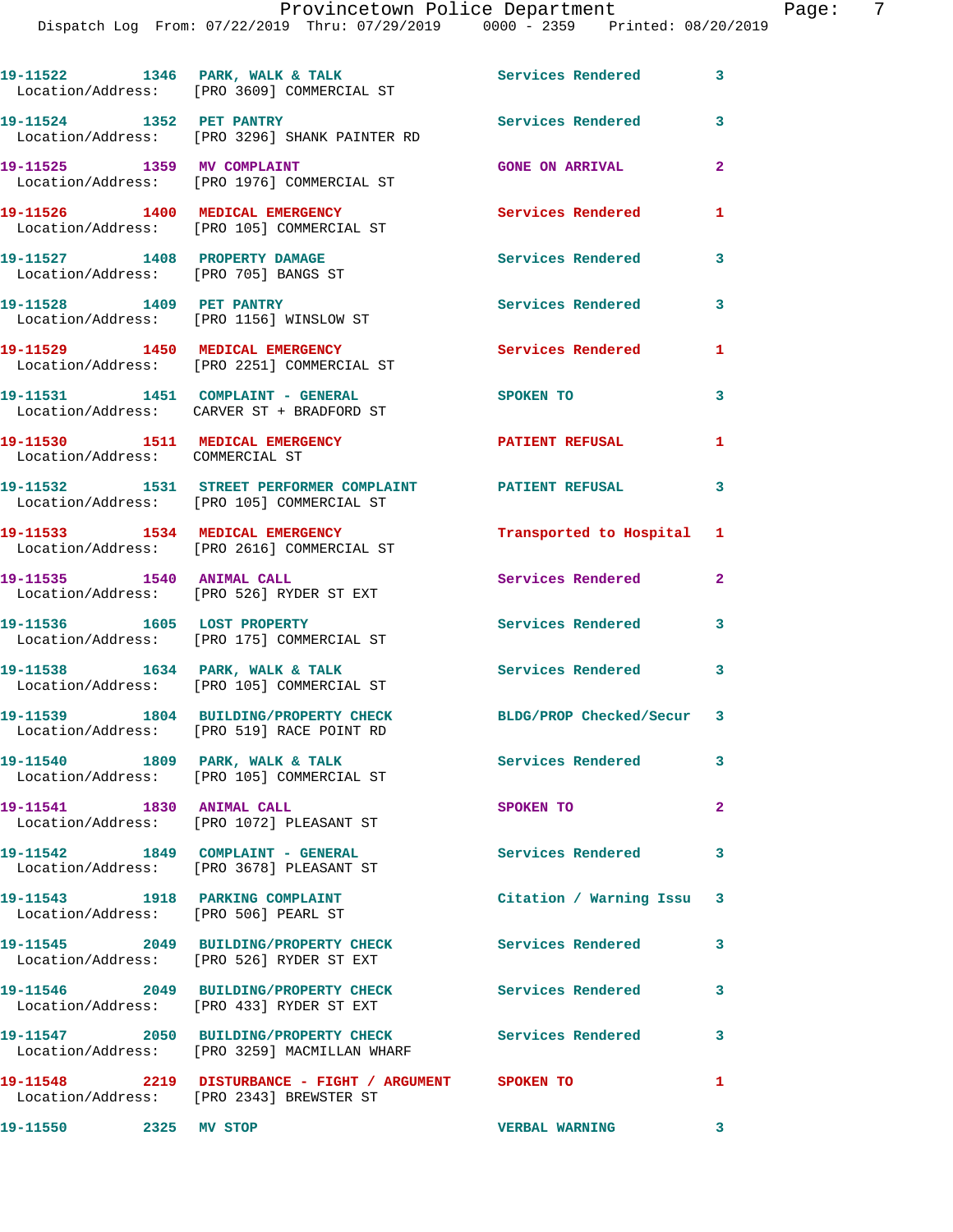| Call Number | Time | Call Reason | Action | Priority |
|---|---|---|---|---|
| 19-11522 | 1346 | PARK, WALK & TALK | Services Rendered | 3 |
| Location/Address: [PRO 3609] COMMERCIAL ST | | | | |
| 19-11524 | 1352 | PET PANTRY | Services Rendered | 3 |
| Location/Address: [PRO 3296] SHANK PAINTER RD | | | | |
| 19-11525 | 1359 | MV COMPLAINT | GONE ON ARRIVAL | 2 |
| Location/Address: [PRO 1976] COMMERCIAL ST | | | | |
| 19-11526 | 1400 | MEDICAL EMERGENCY | Services Rendered | 1 |
| Location/Address: [PRO 105] COMMERCIAL ST | | | | |
| 19-11527 | 1408 | PROPERTY DAMAGE | Services Rendered | 3 |
| Location/Address: [PRO 705] BANGS ST | | | | |
| 19-11528 | 1409 | PET PANTRY | Services Rendered | 3 |
| Location/Address: [PRO 1156] WINSLOW ST | | | | |
| 19-11529 | 1450 | MEDICAL EMERGENCY | Services Rendered | 1 |
| Location/Address: [PRO 2251] COMMERCIAL ST | | | | |
| 19-11531 | 1451 | COMPLAINT - GENERAL | SPOKEN TO | 3 |
| Location/Address: CARVER ST + BRADFORD ST | | | | |
| 19-11530 | 1511 | MEDICAL EMERGENCY | PATIENT REFUSAL | 1 |
| Location/Address: COMMERCIAL ST | | | | |
| 19-11532 | 1531 | STREET PERFORMER COMPLAINT | PATIENT REFUSAL | 3 |
| Location/Address: [PRO 105] COMMERCIAL ST | | | | |
| 19-11533 | 1534 | MEDICAL EMERGENCY | Transported to Hospital | 1 |
| Location/Address: [PRO 2616] COMMERCIAL ST | | | | |
| 19-11535 | 1540 | ANIMAL CALL | Services Rendered | 2 |
| Location/Address: [PRO 526] RYDER ST EXT | | | | |
| 19-11536 | 1605 | LOST PROPERTY | Services Rendered | 3 |
| Location/Address: [PRO 175] COMMERCIAL ST | | | | |
| 19-11538 | 1634 | PARK, WALK & TALK | Services Rendered | 3 |
| Location/Address: [PRO 105] COMMERCIAL ST | | | | |
| 19-11539 | 1804 | BUILDING/PROPERTY CHECK | BLDG/PROP Checked/Secur | 3 |
| Location/Address: [PRO 519] RACE POINT RD | | | | |
| 19-11540 | 1809 | PARK, WALK & TALK | Services Rendered | 3 |
| Location/Address: [PRO 105] COMMERCIAL ST | | | | |
| 19-11541 | 1830 | ANIMAL CALL | SPOKEN TO | 2 |
| Location/Address: [PRO 1072] PLEASANT ST | | | | |
| 19-11542 | 1849 | COMPLAINT - GENERAL | Services Rendered | 3 |
| Location/Address: [PRO 3678] PLEASANT ST | | | | |
| 19-11543 | 1918 | PARKING COMPLAINT | Citation / Warning Issu | 3 |
| Location/Address: [PRO 506] PEARL ST | | | | |
| 19-11545 | 2049 | BUILDING/PROPERTY CHECK | Services Rendered | 3 |
| Location/Address: [PRO 526] RYDER ST EXT | | | | |
| 19-11546 | 2049 | BUILDING/PROPERTY CHECK | Services Rendered | 3 |
| Location/Address: [PRO 433] RYDER ST EXT | | | | |
| 19-11547 | 2050 | BUILDING/PROPERTY CHECK | Services Rendered | 3 |
| Location/Address: [PRO 3259] MACMILLAN WHARF | | | | |
| 19-11548 | 2219 | DISTURBANCE - FIGHT / ARGUMENT | SPOKEN TO | 1 |
| Location/Address: [PRO 2343] BREWSTER ST | | | | |
| 19-11550 | 2325 | MV STOP | VERBAL WARNING | 3 |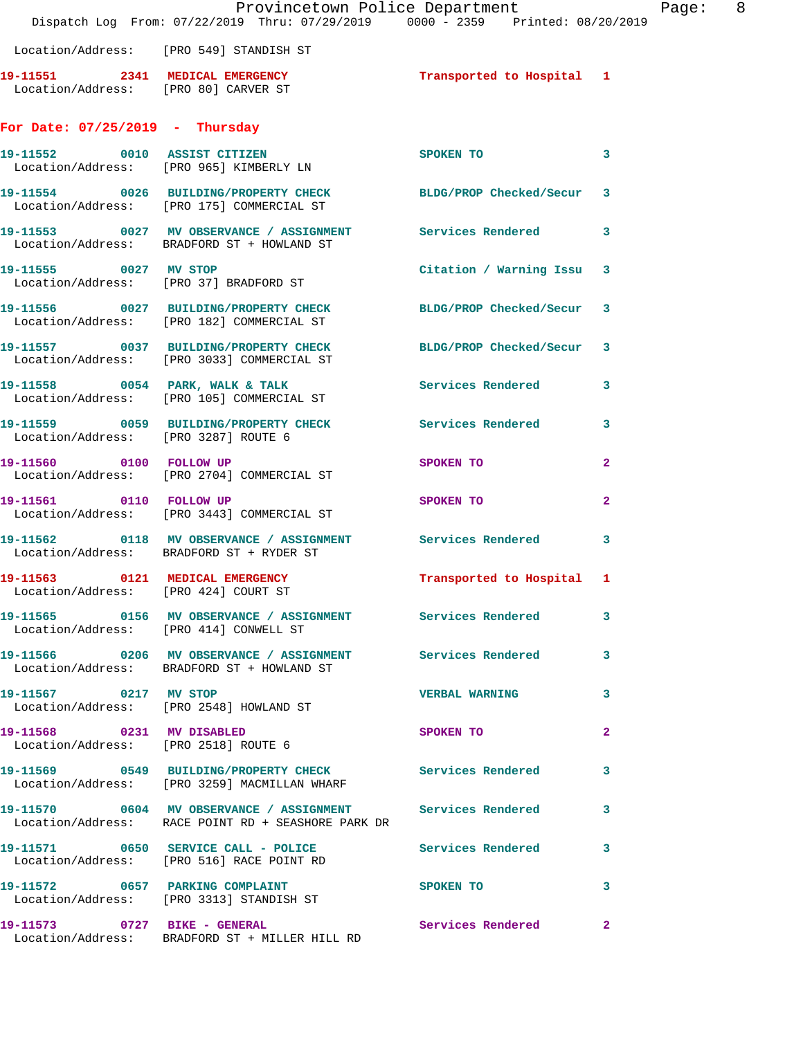Location/Address: [PRO 549] STANDISH ST

19-11551 2341 MEDICAL EMERGENCY Transported to Hospital 1
Location/Address: [PRO 80] CARVER ST

## For Date: 07/25/2019 - Thursday

19-11552 0010 ASSIST CITIZEN SPOKEN TO 3
Location/Address: [PRO 965] KIMBERLY LN

19-11554 0026 BUILDING/PROPERTY CHECK BLDG/PROP Checked/Secur 3
Location/Address: [PRO 175] COMMERCIAL ST

19-11553 0027 MV OBSERVANCE / ASSIGNMENT Services Rendered 3
Location/Address: BRADFORD ST + HOWLAND ST

19-11555 0027 MV STOP Citation / Warning Issu 3
Location/Address: [PRO 37] BRADFORD ST

19-11556 0027 BUILDING/PROPERTY CHECK BLDG/PROP Checked/Secur 3
Location/Address: [PRO 182] COMMERCIAL ST

19-11557 0037 BUILDING/PROPERTY CHECK BLDG/PROP Checked/Secur 3
Location/Address: [PRO 3033] COMMERCIAL ST

19-11558 0054 PARK, WALK & TALK Services Rendered 3
Location/Address: [PRO 105] COMMERCIAL ST

19-11559 0059 BUILDING/PROPERTY CHECK Services Rendered 3
Location/Address: [PRO 3287] ROUTE 6

19-11560 0100 FOLLOW UP SPOKEN TO 2
Location/Address: [PRO 2704] COMMERCIAL ST

19-11561 0110 FOLLOW UP SPOKEN TO 2
Location/Address: [PRO 3443] COMMERCIAL ST

19-11562 0118 MV OBSERVANCE / ASSIGNMENT Services Rendered 3
Location/Address: BRADFORD ST + RYDER ST

19-11563 0121 MEDICAL EMERGENCY Transported to Hospital 1
Location/Address: [PRO 424] COURT ST

19-11565 0156 MV OBSERVANCE / ASSIGNMENT Services Rendered 3
Location/Address: [PRO 414] CONWELL ST

19-11566 0206 MV OBSERVANCE / ASSIGNMENT Services Rendered 3
Location/Address: BRADFORD ST + HOWLAND ST

19-11567 0217 MV STOP VERBAL WARNING 3
Location/Address: [PRO 2548] HOWLAND ST

19-11568 0231 MV DISABLED SPOKEN TO 2
Location/Address: [PRO 2518] ROUTE 6

19-11569 0549 BUILDING/PROPERTY CHECK Services Rendered 3
Location/Address: [PRO 3259] MACMILLAN WHARF

19-11570 0604 MV OBSERVANCE / ASSIGNMENT Services Rendered 3
Location/Address: RACE POINT RD + SEASHORE PARK DR

19-11571 0650 SERVICE CALL - POLICE Services Rendered 3
Location/Address: [PRO 516] RACE POINT RD

19-11572 0657 PARKING COMPLAINT SPOKEN TO 3
Location/Address: [PRO 3313] STANDISH ST

19-11573 0727 BIKE - GENERAL Services Rendered 2
Location/Address: BRADFORD ST + MILLER HILL RD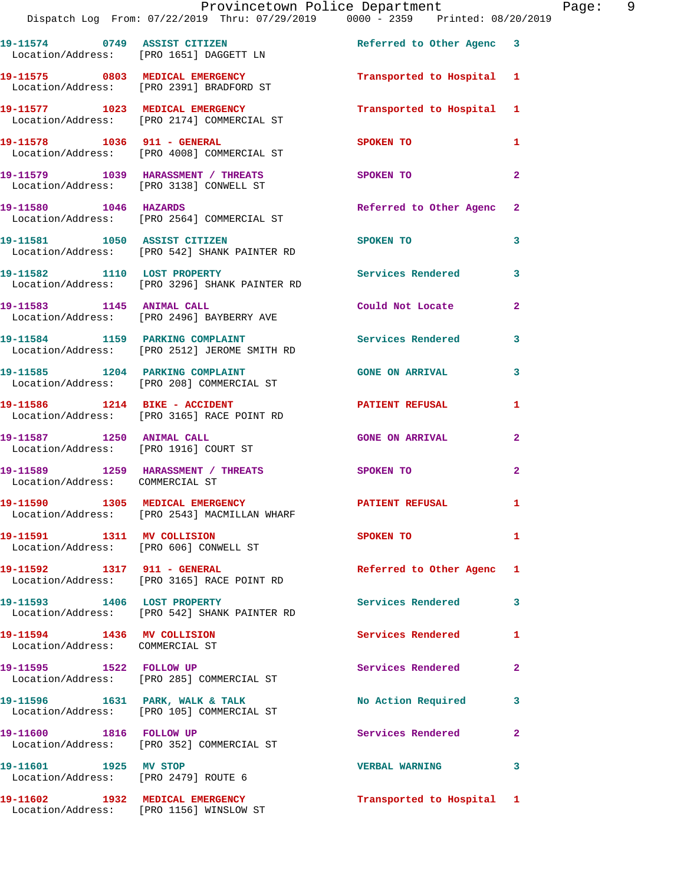19-11574 0749 ASSIST CITIZEN Referred to Other Agenc 3
Location/Address: [PRO 1651] DAGGETT LN

19-11575 0803 MEDICAL EMERGENCY Transported to Hospital 1
Location/Address: [PRO 2391] BRADFORD ST

19-11577 1023 MEDICAL EMERGENCY Transported to Hospital 1
Location/Address: [PRO 2174] COMMERCIAL ST

19-11578 1036 911 - GENERAL SPOKEN TO 1
Location/Address: [PRO 4008] COMMERCIAL ST

19-11579 1039 HARASSMENT / THREATS SPOKEN TO 2
Location/Address: [PRO 3138] CONWELL ST

19-11580 1046 HAZARDS Referred to Other Agenc 2
Location/Address: [PRO 2564] COMMERCIAL ST

19-11581 1050 ASSIST CITIZEN SPOKEN TO 3
Location/Address: [PRO 542] SHANK PAINTER RD

19-11582 1110 LOST PROPERTY Services Rendered 3
Location/Address: [PRO 3296] SHANK PAINTER RD

19-11583 1145 ANIMAL CALL Could Not Locate 2
Location/Address: [PRO 2496] BAYBERRY AVE

19-11584 1159 PARKING COMPLAINT Services Rendered 3
Location/Address: [PRO 2512] JEROME SMITH RD

19-11585 1204 PARKING COMPLAINT GONE ON ARRIVAL 3
Location/Address: [PRO 208] COMMERCIAL ST

19-11586 1214 BIKE - ACCIDENT PATIENT REFUSAL 1
Location/Address: [PRO 3165] RACE POINT RD

19-11587 1250 ANIMAL CALL GONE ON ARRIVAL 2
Location/Address: [PRO 1916] COURT ST

19-11589 1259 HARASSMENT / THREATS SPOKEN TO 2
Location/Address: COMMERCIAL ST

19-11590 1305 MEDICAL EMERGENCY PATIENT REFUSAL 1
Location/Address: [PRO 2543] MACMILLAN WHARF

19-11591 1311 MV COLLISION SPOKEN TO 1
Location/Address: [PRO 606] CONWELL ST

19-11592 1317 911 - GENERAL Referred to Other Agenc 1
Location/Address: [PRO 3165] RACE POINT RD

19-11593 1406 LOST PROPERTY Services Rendered 3
Location/Address: [PRO 542] SHANK PAINTER RD

19-11594 1436 MV COLLISION Services Rendered 1
Location/Address: COMMERCIAL ST

19-11595 1522 FOLLOW UP Services Rendered 2
Location/Address: [PRO 285] COMMERCIAL ST

19-11596 1631 PARK, WALK & TALK No Action Required 3
Location/Address: [PRO 105] COMMERCIAL ST

19-11600 1816 FOLLOW UP Services Rendered 2
Location/Address: [PRO 352] COMMERCIAL ST

19-11601 1925 MV STOP VERBAL WARNING 3
Location/Address: [PRO 2479] ROUTE 6

19-11602 1932 MEDICAL EMERGENCY Transported to Hospital 1
Location/Address: [PRO 1156] WINSLOW ST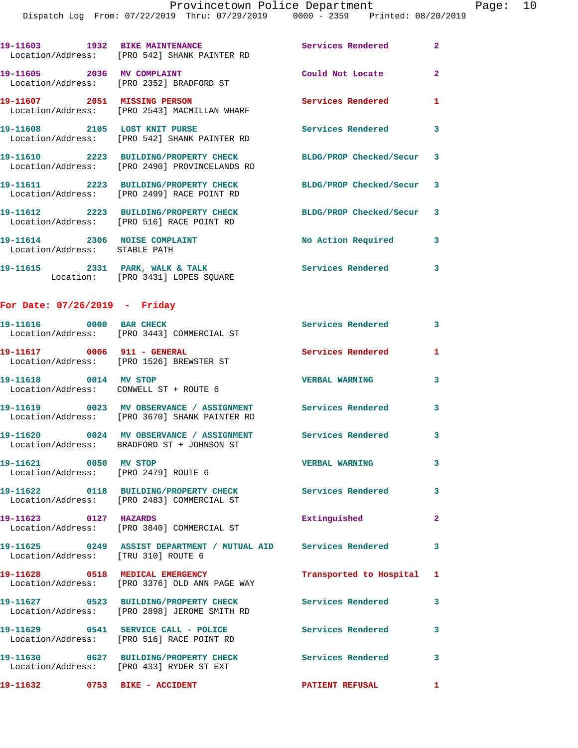19-11603 1932 BIKE MAINTENANCE Services Rendered 2
Location/Address: [PRO 542] SHANK PAINTER RD

19-11605 2036 MV COMPLAINT Could Not Locate 2
Location/Address: [PRO 2352] BRADFORD ST

19-11607 2051 MISSING PERSON Services Rendered 1
Location/Address: [PRO 2543] MACMILLAN WHARF

19-11608 2105 LOST KNIT PURSE Services Rendered 3
Location/Address: [PRO 542] SHANK PAINTER RD

19-11610 2223 BUILDING/PROPERTY CHECK BLDG/PROP Checked/Secur 3
Location/Address: [PRO 2490] PROVINCELANDS RD

19-11611 2223 BUILDING/PROPERTY CHECK BLDG/PROP Checked/Secur 3
Location/Address: [PRO 2499] RACE POINT RD

19-11612 2223 BUILDING/PROPERTY CHECK BLDG/PROP Checked/Secur 3
Location/Address: [PRO 516] RACE POINT RD

19-11614 2306 NOISE COMPLAINT No Action Required 3
Location/Address: STABLE PATH

19-11615 2331 PARK, WALK & TALK Services Rendered 3
Location: [PRO 3431] LOPES SQUARE

## For Date: 07/26/2019 - Friday

19-11616 0000 BAR CHECK Services Rendered 3
Location/Address: [PRO 3443] COMMERCIAL ST

19-11617 0006 911 - GENERAL Services Rendered 1
Location/Address: [PRO 1526] BREWSTER ST

19-11618 0014 MV STOP VERBAL WARNING 3
Location/Address: CONWELL ST + ROUTE 6

19-11619 0023 MV OBSERVANCE / ASSIGNMENT Services Rendered 3
Location/Address: [PRO 3670] SHANK PAINTER RD

19-11620 0024 MV OBSERVANCE / ASSIGNMENT Services Rendered 3
Location/Address: BRADFORD ST + JOHNSON ST

19-11621 0050 MV STOP VERBAL WARNING 3
Location/Address: [PRO 2479] ROUTE 6

19-11622 0118 BUILDING/PROPERTY CHECK Services Rendered 3
Location/Address: [PRO 2483] COMMERCIAL ST

19-11623 0127 HAZARDS Extinguished 2
Location/Address: [PRO 3840] COMMERCIAL ST

19-11625 0249 ASSIST DEPARTMENT / MUTUAL AID Services Rendered 3
Location/Address: [TRU 310] ROUTE 6

19-11628 0518 MEDICAL EMERGENCY Transported to Hospital 1
Location/Address: [PRO 3376] OLD ANN PAGE WAY

19-11627 0523 BUILDING/PROPERTY CHECK Services Rendered 3
Location/Address: [PRO 2898] JEROME SMITH RD

19-11629 0541 SERVICE CALL - POLICE Services Rendered 3
Location/Address: [PRO 516] RACE POINT RD

19-11630 0627 BUILDING/PROPERTY CHECK Services Rendered 3
Location/Address: [PRO 433] RYDER ST EXT

19-11632 0753 BIKE - ACCIDENT PATIENT REFUSAL 1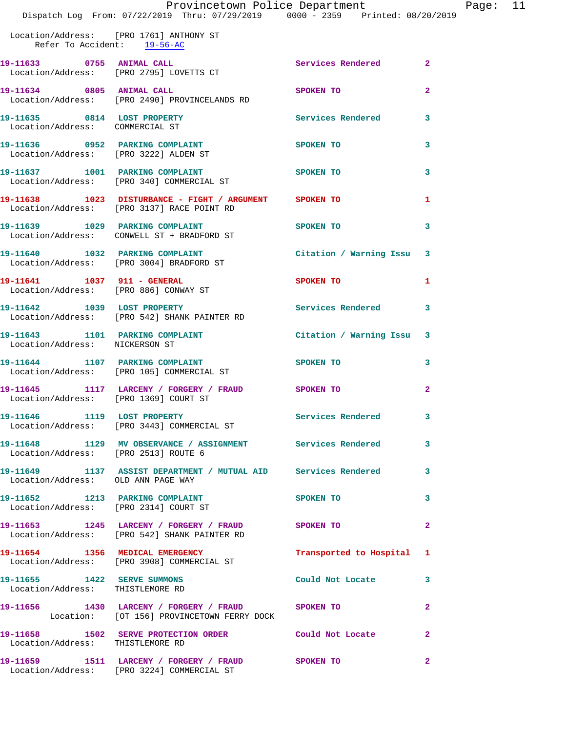Location/Address: [PRO 1761] ANTHONY ST
Refer To Accident: 19-56-AC

19-11633 0755 ANIMAL CALL Services Rendered 2
Location/Address: [PRO 2795] LOVETTS CT

19-11634 0805 ANIMAL CALL SPOKEN TO 2
Location/Address: [PRO 2490] PROVINCELANDS RD

19-11635 0814 LOST PROPERTY Services Rendered 3
Location/Address: COMMERCIAL ST

19-11636 0952 PARKING COMPLAINT SPOKEN TO 3
Location/Address: [PRO 3222] ALDEN ST

19-11637 1001 PARKING COMPLAINT SPOKEN TO 3
Location/Address: [PRO 340] COMMERCIAL ST

19-11638 1023 DISTURBANCE - FIGHT / ARGUMENT SPOKEN TO 1
Location/Address: [PRO 3137] RACE POINT RD

19-11639 1029 PARKING COMPLAINT SPOKEN TO 3
Location/Address: CONWELL ST + BRADFORD ST

19-11640 1032 PARKING COMPLAINT Citation / Warning Issu 3
Location/Address: [PRO 3004] BRADFORD ST

19-11641 1037 911 - GENERAL SPOKEN TO 1
Location/Address: [PRO 886] CONWAY ST

19-11642 1039 LOST PROPERTY Services Rendered 3
Location/Address: [PRO 542] SHANK PAINTER RD

19-11643 1101 PARKING COMPLAINT Citation / Warning Issu 3
Location/Address: NICKERSON ST

19-11644 1107 PARKING COMPLAINT SPOKEN TO 3
Location/Address: [PRO 105] COMMERCIAL ST

19-11645 1117 LARCENY / FORGERY / FRAUD SPOKEN TO 2
Location/Address: [PRO 1369] COURT ST

19-11646 1119 LOST PROPERTY Services Rendered 3
Location/Address: [PRO 3443] COMMERCIAL ST

19-11648 1129 MV OBSERVANCE / ASSIGNMENT Services Rendered 3
Location/Address: [PRO 2513] ROUTE 6

19-11649 1137 ASSIST DEPARTMENT / MUTUAL AID Services Rendered 3
Location/Address: OLD ANN PAGE WAY

19-11652 1213 PARKING COMPLAINT SPOKEN TO 3
Location/Address: [PRO 2314] COURT ST

19-11653 1245 LARCENY / FORGERY / FRAUD SPOKEN TO 2
Location/Address: [PRO 542] SHANK PAINTER RD

19-11654 1356 MEDICAL EMERGENCY Transported to Hospital 1
Location/Address: [PRO 3908] COMMERCIAL ST

19-11655 1422 SERVE SUMMONS Could Not Locate 3
Location/Address: THISTLEMORE RD

19-11656 1430 LARCENY / FORGERY / FRAUD SPOKEN TO 2
Location: [OT 156] PROVINCETOWN FERRY DOCK

19-11658 1502 SERVE PROTECTION ORDER Could Not Locate 2
Location/Address: THISTLEMORE RD

19-11659 1511 LARCENY / FORGERY / FRAUD SPOKEN TO 2
Location/Address: [PRO 3224] COMMERCIAL ST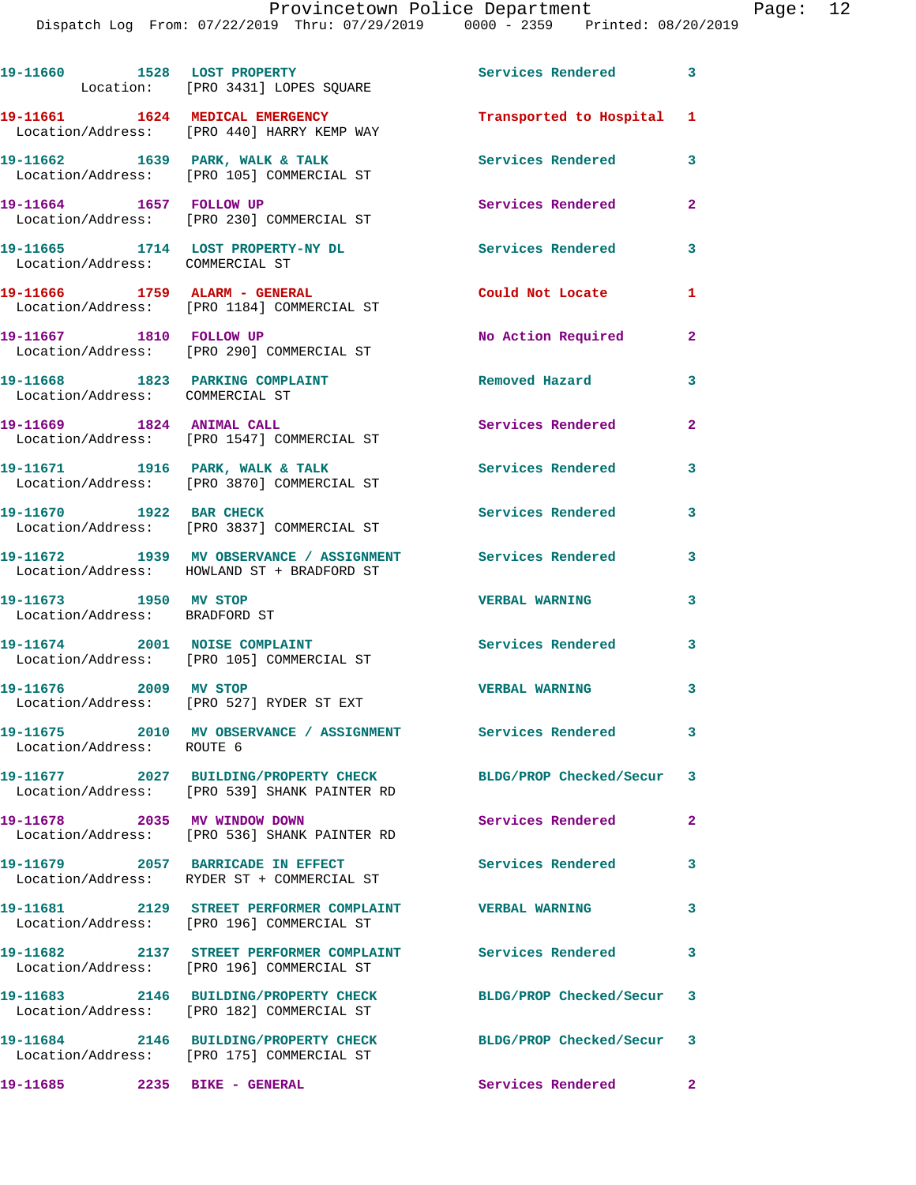19-11660 1528 LOST PROPERTY Services Rendered 3
Location: [PRO 3431] LOPES SQUARE

19-11661 1624 MEDICAL EMERGENCY Transported to Hospital 1
Location/Address: [PRO 440] HARRY KEMP WAY

19-11662 1639 PARK, WALK & TALK Services Rendered 3
Location/Address: [PRO 105] COMMERCIAL ST

19-11664 1657 FOLLOW UP Services Rendered 2
Location/Address: [PRO 230] COMMERCIAL ST

19-11665 1714 LOST PROPERTY-NY DL Services Rendered 3
Location/Address: COMMERCIAL ST

19-11666 1759 ALARM - GENERAL Could Not Locate 1
Location/Address: [PRO 1184] COMMERCIAL ST

19-11667 1810 FOLLOW UP No Action Required 2
Location/Address: [PRO 290] COMMERCIAL ST

19-11668 1823 PARKING COMPLAINT Removed Hazard 3
Location/Address: COMMERCIAL ST

19-11669 1824 ANIMAL CALL Services Rendered 2
Location/Address: [PRO 1547] COMMERCIAL ST

19-11671 1916 PARK, WALK & TALK Services Rendered 3
Location/Address: [PRO 3870] COMMERCIAL ST

19-11670 1922 BAR CHECK Services Rendered 3
Location/Address: [PRO 3837] COMMERCIAL ST

19-11672 1939 MV OBSERVATION / ASSIGNMENT Services Rendered 3
Location/Address: HOWLAND ST + BRADFORD ST

19-11673 1950 MV STOP VERBAL WARNING 3
Location/Address: BRADFORD ST

19-11674 2001 NOISE COMPLAINT Services Rendered 3
Location/Address: [PRO 105] COMMERCIAL ST

19-11676 2009 MV STOP VERBAL WARNING 3
Location/Address: [PRO 527] RYDER ST EXT

19-11675 2010 MV OBSERVATION / ASSIGNMENT Services Rendered 3
Location/Address: ROUTE 6

19-11677 2027 BUILDING/PROPERTY CHECK BLDG/PROP Checked/Secur 3
Location/Address: [PRO 539] SHANK PAINTER RD

19-11678 2035 MV WINDOW DOWN Services Rendered 2
Location/Address: [PRO 536] SHANK PAINTER RD

19-11679 2057 BARRICADE IN EFFECT Services Rendered 3
Location/Address: RYDER ST + COMMERCIAL ST

19-11681 2129 STREET PERFORMER COMPLAINT VERBAL WARNING 3
Location/Address: [PRO 196] COMMERCIAL ST

19-11682 2137 STREET PERFORMER COMPLAINT Services Rendered 3
Location/Address: [PRO 196] COMMERCIAL ST

19-11683 2146 BUILDING/PROPERTY CHECK BLDG/PROP Checked/Secur 3
Location/Address: [PRO 182] COMMERCIAL ST

19-11684 2146 BUILDING/PROPERTY CHECK BLDG/PROP Checked/Secur 3
Location/Address: [PRO 175] COMMERCIAL ST

19-11685 2235 BIKE - GENERAL Services Rendered 2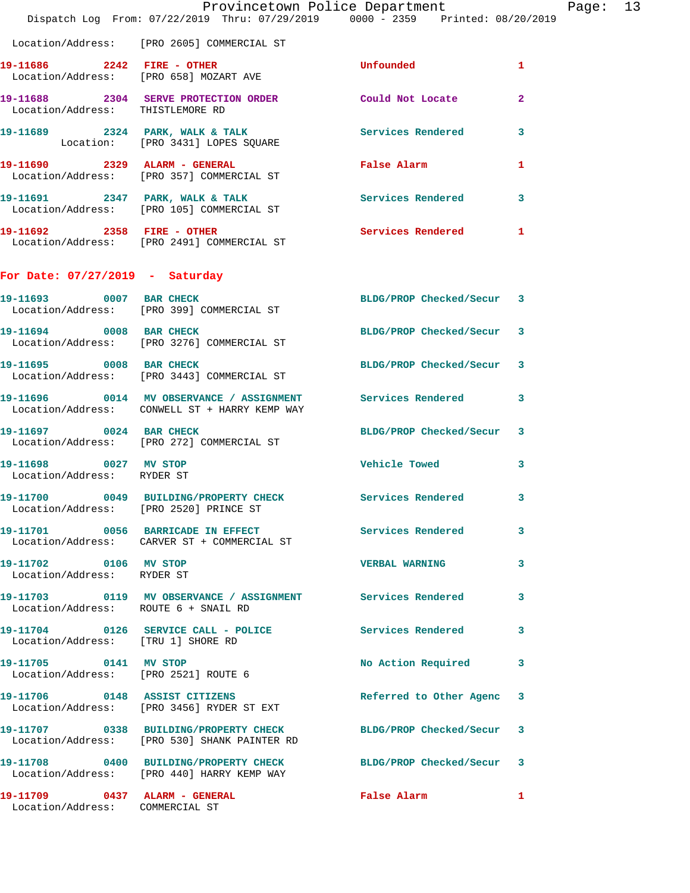Location/Address: [PRO 2605] COMMERCIAL ST

**19-11686** 2242 **FIRE - OTHER** Unfounded 1
Location/Address: [PRO 658] MOZART AVE

**19-11688** 2304 **SERVE PROTECTION ORDER** Could Not Locate 2
Location/Address: THISTLEMORE RD

**19-11689** 2324 **PARK, WALK & TALK** Services Rendered 3
Location: [PRO 3431] LOPES SQUARE

**19-11690** 2329 **ALARM - GENERAL** False Alarm 1
Location/Address: [PRO 357] COMMERCIAL ST

**19-11691** 2347 **PARK, WALK & TALK** Services Rendered 3
Location/Address: [PRO 105] COMMERCIAL ST

**19-11692** 2358 **FIRE - OTHER** Services Rendered 1
Location/Address: [PRO 2491] COMMERCIAL ST

## For Date: 07/27/2019 - Saturday

**19-11693** 0007 **BAR CHECK** BLDG/PROP Checked/Secur 3
Location/Address: [PRO 399] COMMERCIAL ST

**19-11694** 0008 **BAR CHECK** BLDG/PROP Checked/Secur 3
Location/Address: [PRO 3276] COMMERCIAL ST

**19-11695** 0008 **BAR CHECK** BLDG/PROP Checked/Secur 3
Location/Address: [PRO 3443] COMMERCIAL ST

**19-11696** 0014 **MV OBSERVANCE / ASSIGNMENT** Services Rendered 3
Location/Address: CONWELL ST + HARRY KEMP WAY

**19-11697** 0024 **BAR CHECK** BLDG/PROP Checked/Secur 3
Location/Address: [PRO 272] COMMERCIAL ST

**19-11698** 0027 **MV STOP** Vehicle Towed 3
Location/Address: RYDER ST

**19-11700** 0049 **BUILDING/PROPERTY CHECK** Services Rendered 3
Location/Address: [PRO 2520] PRINCE ST

**19-11701** 0056 **BARRICADE IN EFFECT** Services Rendered 3
Location/Address: CARVER ST + COMMERCIAL ST

**19-11702** 0106 **MV STOP** VERBAL WARNING 3
Location/Address: RYDER ST

**19-11703** 0119 **MV OBSERVANCE / ASSIGNMENT** Services Rendered 3
Location/Address: ROUTE 6 + SNAIL RD

**19-11704** 0126 **SERVICE CALL - POLICE** Services Rendered 3
Location/Address: [TRU 1] SHORE RD

**19-11705** 0141 **MV STOP** No Action Required 3
Location/Address: [PRO 2521] ROUTE 6

**19-11706** 0148 **ASSIST CITIZENS** Referred to Other Agenc 3
Location/Address: [PRO 3456] RYDER ST EXT

**19-11707** 0338 **BUILDING/PROPERTY CHECK** BLDG/PROP Checked/Secur 3
Location/Address: [PRO 530] SHANK PAINTER RD

**19-11708** 0400 **BUILDING/PROPERTY CHECK** BLDG/PROP Checked/Secur 3
Location/Address: [PRO 440] HARRY KEMP WAY

**19-11709** 0437 **ALARM - GENERAL** False Alarm 1
Location/Address: COMMERCIAL ST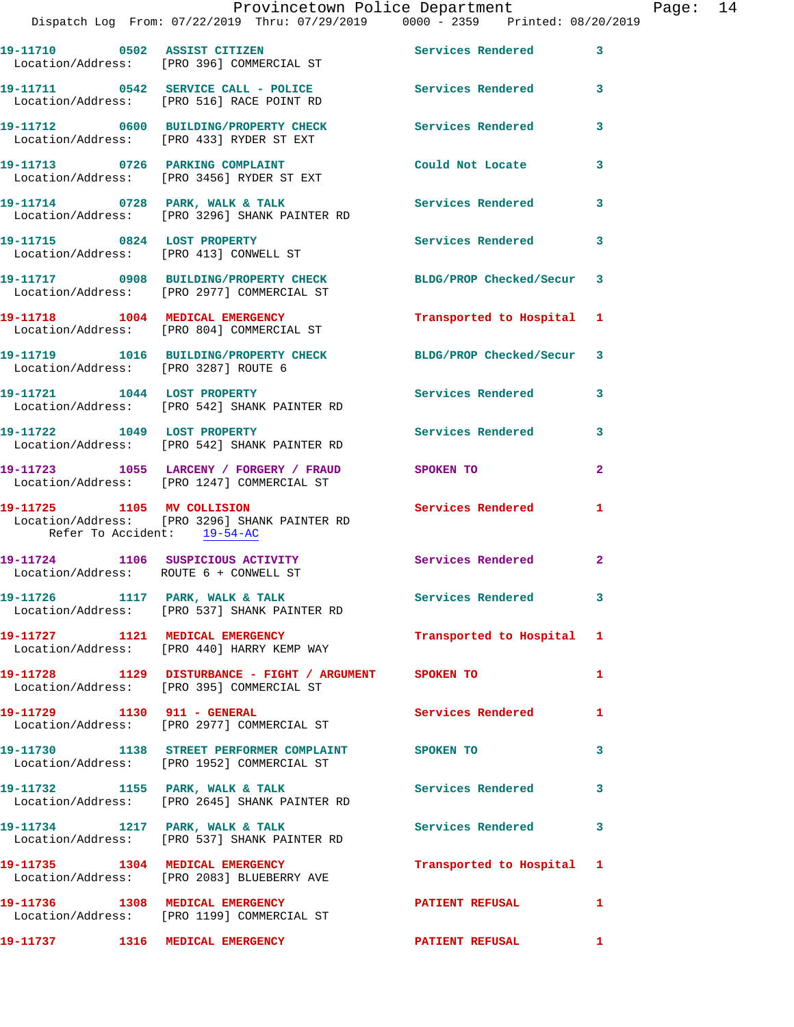19-11710 0502 ASSIST CITIZEN Services Rendered 3
Location/Address: [PRO 396] COMMERCIAL ST

19-11711 0542 SERVICE CALL - POLICE Services Rendered 3
Location/Address: [PRO 516] RACE POINT RD

19-11712 0600 BUILDING/PROPERTY CHECK Services Rendered 3
Location/Address: [PRO 433] RYDER ST EXT

19-11713 0726 PARKING COMPLAINT Could Not Locate 3
Location/Address: [PRO 3456] RYDER ST EXT

19-11714 0728 PARK, WALK & TALK Services Rendered 3
Location/Address: [PRO 3296] SHANK PAINTER RD

19-11715 0824 LOST PROPERTY Services Rendered 3
Location/Address: [PRO 413] CONWELL ST

19-11717 0908 BUILDING/PROPERTY CHECK BLDG/PROP Checked/Secur 3
Location/Address: [PRO 2977] COMMERCIAL ST

19-11718 1004 MEDICAL EMERGENCY Transported to Hospital 1
Location/Address: [PRO 804] COMMERCIAL ST

19-11719 1016 BUILDING/PROPERTY CHECK BLDG/PROP Checked/Secur 3
Location/Address: [PRO 3287] ROUTE 6

19-11721 1044 LOST PROPERTY Services Rendered 3
Location/Address: [PRO 542] SHANK PAINTER RD

19-11722 1049 LOST PROPERTY Services Rendered 3
Location/Address: [PRO 542] SHANK PAINTER RD

19-11723 1055 LARCENY / FORGERY / FRAUD SPOKEN TO 2
Location/Address: [PRO 1247] COMMERCIAL ST

19-11725 1105 MV COLLISION Services Rendered 1
Location/Address: [PRO 3296] SHANK PAINTER RD
Refer To Accident: 19-54-AC

19-11724 1106 SUSPICIOUS ACTIVITY Services Rendered 2
Location/Address: ROUTE 6 + CONWELL ST

19-11726 1117 PARK, WALK & TALK Services Rendered 3
Location/Address: [PRO 537] SHANK PAINTER RD

19-11727 1121 MEDICAL EMERGENCY Transported to Hospital 1
Location/Address: [PRO 440] HARRY KEMP WAY

19-11728 1129 DISTURBANCE - FIGHT / ARGUMENT SPOKEN TO 1
Location/Address: [PRO 395] COMMERCIAL ST

19-11729 1130 911 - GENERAL Services Rendered 1
Location/Address: [PRO 2977] COMMERCIAL ST

19-11730 1138 STREET PERFORMER COMPLAINT SPOKEN TO 3
Location/Address: [PRO 1952] COMMERCIAL ST

19-11732 1155 PARK, WALK & TALK Services Rendered 3
Location/Address: [PRO 2645] SHANK PAINTER RD

19-11734 1217 PARK, WALK & TALK Services Rendered 3
Location/Address: [PRO 537] SHANK PAINTER RD

19-11735 1304 MEDICAL EMERGENCY Transported to Hospital 1
Location/Address: [PRO 2083] BLUEBERRY AVE

19-11736 1308 MEDICAL EMERGENCY PATIENT REFUSAL 1
Location/Address: [PRO 1199] COMMERCIAL ST

19-11737 1316 MEDICAL EMERGENCY PATIENT REFUSAL 1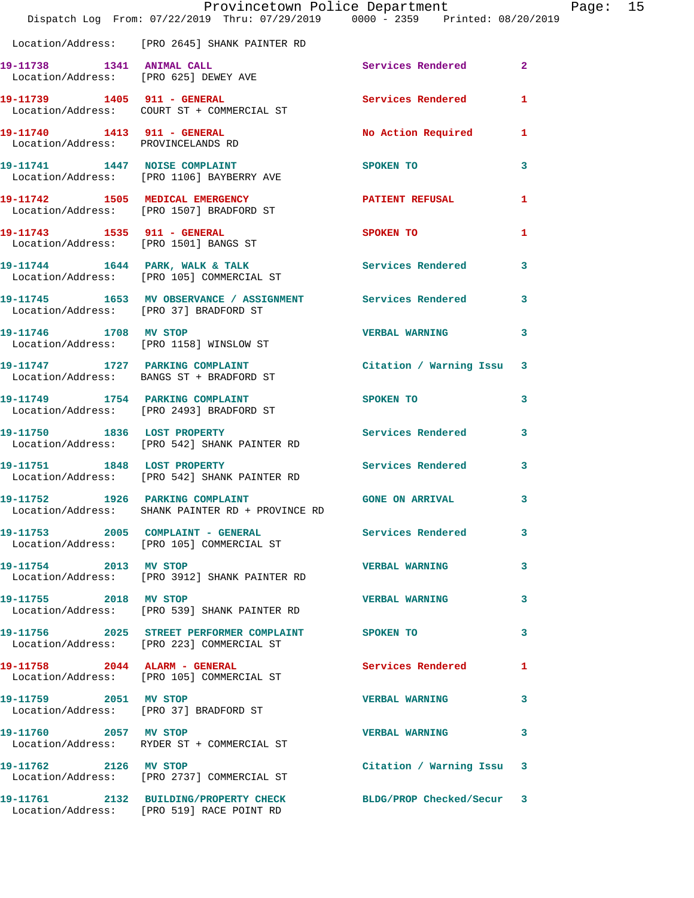Location/Address: [PRO 2645] SHANK PAINTER RD

| Call Number | Time | Call Reason | Action | Priority |
|---|---|---|---|---|
| 19-11738 | 1341 | ANIMAL CALL | Services Rendered | 2 |
| Location/Address: | | [PRO 625] DEWEY AVE | | |
| 19-11739 | 1405 | 911 - GENERAL | Services Rendered | 1 |
| Location/Address: | | COURT ST + COMMERCIAL ST | | |
| 19-11740 | 1413 | 911 - GENERAL | No Action Required | 1 |
| Location/Address: | | PROVINCELANDS RD | | |
| 19-11741 | 1447 | NOISE COMPLAINT | SPOKEN TO | 3 |
| Location/Address: | | [PRO 1106] BAYBERRY AVE | | |
| 19-11742 | 1505 | MEDICAL EMERGENCY | PATIENT REFUSAL | 1 |
| Location/Address: | | [PRO 1507] BRADFORD ST | | |
| 19-11743 | 1535 | 911 - GENERAL | SPOKEN TO | 1 |
| Location/Address: | | [PRO 1501] BANGS ST | | |
| 19-11744 | 1644 | PARK, WALK & TALK | Services Rendered | 3 |
| Location/Address: | | [PRO 105] COMMERCIAL ST | | |
| 19-11745 | 1653 | MV OBSERVANCE / ASSIGNMENT | Services Rendered | 3 |
| Location/Address: | | [PRO 37] BRADFORD ST | | |
| 19-11746 | 1708 | MV STOP | VERBAL WARNING | 3 |
| Location/Address: | | [PRO 1158] WINSLOW ST | | |
| 19-11747 | 1727 | PARKING COMPLAINT | Citation / Warning Issu | 3 |
| Location/Address: | | BANGS ST + BRADFORD ST | | |
| 19-11749 | 1754 | PARKING COMPLAINT | SPOKEN TO | 3 |
| Location/Address: | | [PRO 2493] BRADFORD ST | | |
| 19-11750 | 1836 | LOST PROPERTY | Services Rendered | 3 |
| Location/Address: | | [PRO 542] SHANK PAINTER RD | | |
| 19-11751 | 1848 | LOST PROPERTY | Services Rendered | 3 |
| Location/Address: | | [PRO 542] SHANK PAINTER RD | | |
| 19-11752 | 1926 | PARKING COMPLAINT | GONE ON ARRIVAL | 3 |
| Location/Address: | | SHANK PAINTER RD + PROVINCE RD | | |
| 19-11753 | 2005 | COMPLAINT - GENERAL | Services Rendered | 3 |
| Location/Address: | | [PRO 105] COMMERCIAL ST | | |
| 19-11754 | 2013 | MV STOP | VERBAL WARNING | 3 |
| Location/Address: | | [PRO 3912] SHANK PAINTER RD | | |
| 19-11755 | 2018 | MV STOP | VERBAL WARNING | 3 |
| Location/Address: | | [PRO 539] SHANK PAINTER RD | | |
| 19-11756 | 2025 | STREET PERFORMER COMPLAINT | SPOKEN TO | 3 |
| Location/Address: | | [PRO 223] COMMERCIAL ST | | |
| 19-11758 | 2044 | ALARM - GENERAL | Services Rendered | 1 |
| Location/Address: | | [PRO 105] COMMERCIAL ST | | |
| 19-11759 | 2051 | MV STOP | VERBAL WARNING | 3 |
| Location/Address: | | [PRO 37] BRADFORD ST | | |
| 19-11760 | 2057 | MV STOP | VERBAL WARNING | 3 |
| Location/Address: | | RYDER ST + COMMERCIAL ST | | |
| 19-11762 | 2126 | MV STOP | Citation / Warning Issu | 3 |
| Location/Address: | | [PRO 2737] COMMERCIAL ST | | |
| 19-11761 | 2132 | BUILDING/PROPERTY CHECK | BLDG/PROP Checked/Secur | 3 |
| Location/Address: | | [PRO 519] RACE POINT RD | | |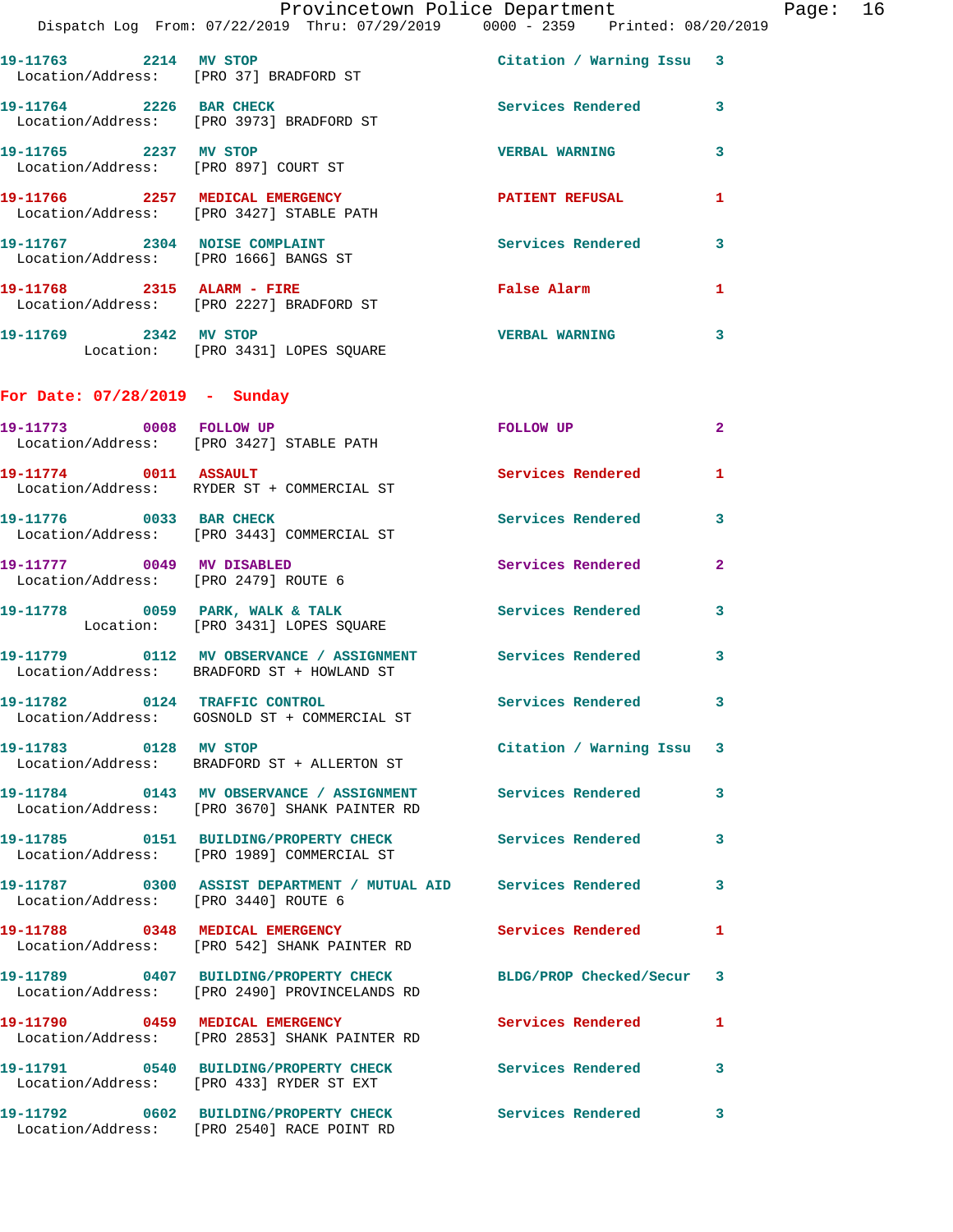19-11763 2214 MV STOP Citation / Warning Issu 3
Location/Address: [PRO 37] BRADFORD ST

19-11764 2226 BAR CHECK Services Rendered 3
Location/Address: [PRO 3973] BRADFORD ST

19-11765 2237 MV STOP VERBAL WARNING 3
Location/Address: [PRO 897] COURT ST

19-11766 2257 MEDICAL EMERGENCY PATIENT REFUSAL 1
Location/Address: [PRO 3427] STABLE PATH

19-11767 2304 NOISE COMPLAINT Services Rendered 3
Location/Address: [PRO 1666] BANGS ST

19-11768 2315 ALARM - FIRE False Alarm 1
Location/Address: [PRO 2227] BRADFORD ST

19-11769 2342 MV STOP VERBAL WARNING 3
Location: [PRO 3431] LOPES SQUARE

**For Date: 07/28/2019 - Sunday**

19-11773 0008 FOLLOW UP FOLLOW UP 2
Location/Address: [PRO 3427] STABLE PATH

19-11774 0011 ASSAULT Services Rendered 1
Location/Address: RYDER ST + COMMERCIAL ST

19-11776 0033 BAR CHECK Services Rendered 3
Location/Address: [PRO 3443] COMMERCIAL ST

19-11777 0049 MV DISABLED Services Rendered 2
Location/Address: [PRO 2479] ROUTE 6

19-11778 0059 PARK, WALK & TALK Services Rendered 3
Location: [PRO 3431] LOPES SQUARE

19-11779 0112 MV OBSERVANCE / ASSIGNMENT Services Rendered 3
Location/Address: BRADFORD ST + HOWLAND ST

19-11782 0124 TRAFFIC CONTROL Services Rendered 3
Location/Address: GOSNOLD ST + COMMERCIAL ST

19-11783 0128 MV STOP Citation / Warning Issu 3
Location/Address: BRADFORD ST + ALLERTON ST

19-11784 0143 MV OBSERVANCE / ASSIGNMENT Services Rendered 3
Location/Address: [PRO 3670] SHANK PAINTER RD

19-11785 0151 BUILDING/PROPERTY CHECK Services Rendered 3
Location/Address: [PRO 1989] COMMERCIAL ST

19-11787 0300 ASSIST DEPARTMENT / MUTUAL AID Services Rendered 3
Location/Address: [PRO 3440] ROUTE 6

19-11788 0348 MEDICAL EMERGENCY Services Rendered 1
Location/Address: [PRO 542] SHANK PAINTER RD

19-11789 0407 BUILDING/PROPERTY CHECK BLDG/PROP Checked/Secur 3
Location/Address: [PRO 2490] PROVINCELANDS RD

19-11790 0459 MEDICAL EMERGENCY Services Rendered 1
Location/Address: [PRO 2853] SHANK PAINTER RD

19-11791 0540 BUILDING/PROPERTY CHECK Services Rendered 3
Location/Address: [PRO 433] RYDER ST EXT

19-11792 0602 BUILDING/PROPERTY CHECK Services Rendered 3
Location/Address: [PRO 2540] RACE POINT RD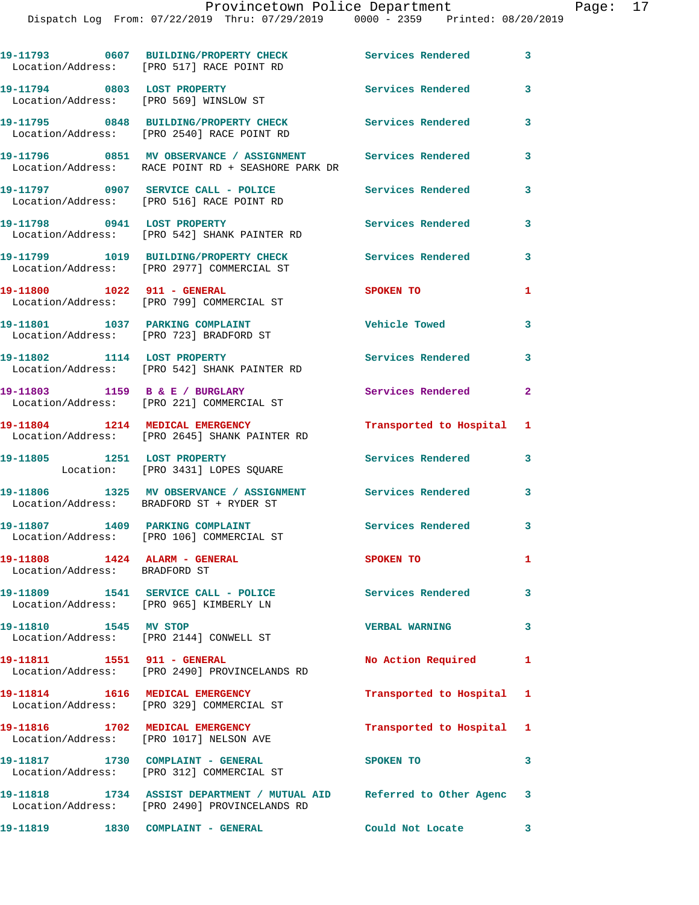```
19-11793        0607   BUILDING/PROPERTY CHECK          Services Rendered        3
  Location/Address:    [PRO 517] RACE POINT RD

19-11794        0803   LOST PROPERTY                    Services Rendered        3
  Location/Address:    [PRO 569] WINSLOW ST

19-11795        0848   BUILDING/PROPERTY CHECK          Services Rendered        3
  Location/Address:    [PRO 2540] RACE POINT RD

19-11796        0851   MV OBSERVANCE / ASSIGNMENT       Services Rendered        3
  Location/Address:    RACE POINT RD + SEASHORE PARK DR

19-11797        0907   SERVICE CALL - POLICE            Services Rendered        3
  Location/Address:    [PRO 516] RACE POINT RD

19-11798        0941   LOST PROPERTY                    Services Rendered        3
  Location/Address:    [PRO 542] SHANK PAINTER RD

19-11799        1019   BUILDING/PROPERTY CHECK          Services Rendered        3
  Location/Address:    [PRO 2977] COMMERCIAL ST

19-11800        1022   911 - GENERAL                    SPOKEN TO                1
  Location/Address:    [PRO 799] COMMERCIAL ST

19-11801        1037   PARKING COMPLAINT                Vehicle Towed            3
  Location/Address:    [PRO 723] BRADFORD ST

19-11802        1114   LOST PROPERTY                    Services Rendered        3
  Location/Address:    [PRO 542] SHANK PAINTER RD

19-11803        1159   B & E / BURGLARY                 Services Rendered        2
  Location/Address:    [PRO 221] COMMERCIAL ST

19-11804        1214   MEDICAL EMERGENCY                Transported to Hospital  1
  Location/Address:    [PRO 2645] SHANK PAINTER RD

19-11805        1251   LOST PROPERTY                    Services Rendered        3
          Location:    [PRO 3431] LOPES SQUARE

19-11806        1325   MV OBSERVANCE / ASSIGNMENT       Services Rendered        3
  Location/Address:    BRADFORD ST + RYDER ST

19-11807        1409   PARKING COMPLAINT                Services Rendered        3
  Location/Address:    [PRO 106] COMMERCIAL ST

19-11808        1424   ALARM - GENERAL                  SPOKEN TO                1
  Location/Address:    BRADFORD ST

19-11809        1541   SERVICE CALL - POLICE            Services Rendered        3
  Location/Address:    [PRO 965] KIMBERLY LN

19-11810        1545   MV STOP                          VERBAL WARNING           3
  Location/Address:    [PRO 2144] CONWELL ST

19-11811        1551   911 - GENERAL                    No Action Required       1
  Location/Address:    [PRO 2490] PROVINCELANDS RD

19-11814        1616   MEDICAL EMERGENCY                Transported to Hospital  1
  Location/Address:    [PRO 329] COMMERCIAL ST

19-11816        1702   MEDICAL EMERGENCY                Transported to Hospital  1
  Location/Address:    [PRO 1017] NELSON AVE

19-11817        1730   COMPLAINT - GENERAL              SPOKEN TO                3
  Location/Address:    [PRO 312] COMMERCIAL ST

19-11818        1734   ASSIST DEPARTMENT / MUTUAL AID   Referred to Other Agenc  3
  Location/Address:    [PRO 2490] PROVINCELANDS RD

19-11819        1830   COMPLAINT - GENERAL              Could Not Locate         3
```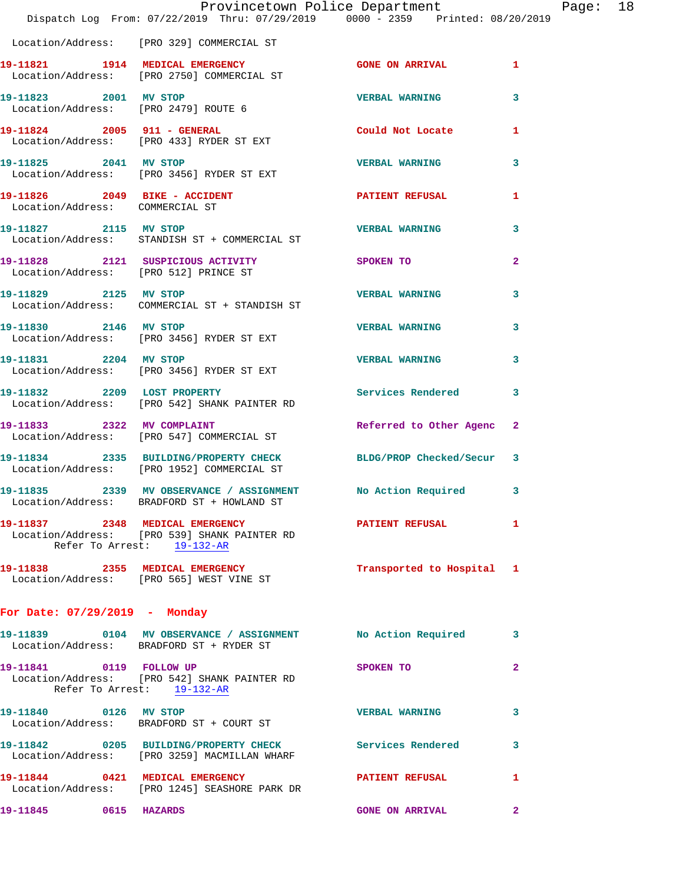Location/Address: [PRO 329] COMMERCIAL ST

**19-11821** 1914 **MEDICAL EMERGENCY** GONE ON ARRIVAL 1
Location/Address: [PRO 2750] COMMERCIAL ST

**19-11823** 2001 **MV STOP** VERBAL WARNING 3
Location/Address: [PRO 2479] ROUTE 6

**19-11824** 2005 **911 - GENERAL** Could Not Locate 1
Location/Address: [PRO 433] RYDER ST EXT

**19-11825** 2041 **MV STOP** VERBAL WARNING 3
Location/Address: [PRO 3456] RYDER ST EXT

**19-11826** 2049 **BIKE - ACCIDENT** PATIENT REFUSAL 1
Location/Address: COMMERCIAL ST

**19-11827** 2115 **MV STOP** VERBAL WARNING 3
Location/Address: STANDISH ST + COMMERCIAL ST

**19-11828** 2121 **SUSPICIOUS ACTIVITY** SPOKEN TO 2
Location/Address: [PRO 512] PRINCE ST

**19-11829** 2125 **MV STOP** VERBAL WARNING 3
Location/Address: COMMERCIAL ST + STANDISH ST

**19-11830** 2146 **MV STOP** VERBAL WARNING 3
Location/Address: [PRO 3456] RYDER ST EXT

**19-11831** 2204 **MV STOP** VERBAL WARNING 3
Location/Address: [PRO 3456] RYDER ST EXT

**19-11832** 2209 **LOST PROPERTY** Services Rendered 3
Location/Address: [PRO 542] SHANK PAINTER RD

**19-11833** 2322 **MV COMPLAINT** Referred to Other Agenc 2
Location/Address: [PRO 547] COMMERCIAL ST

**19-11834** 2335 **BUILDING/PROPERTY CHECK** BLDG/PROP Checked/Secur 3
Location/Address: [PRO 1952] COMMERCIAL ST

**19-11835** 2339 **MV OBSERVANCE / ASSIGNMENT** No Action Required 3
Location/Address: BRADFORD ST + HOWLAND ST

**19-11837** 2348 **MEDICAL EMERGENCY** PATIENT REFUSAL 1
Location/Address: [PRO 539] SHANK PAINTER RD
Refer To Arrest: 19-132-AR

**19-11838** 2355 **MEDICAL EMERGENCY** Transported to Hospital 1
Location/Address: [PRO 565] WEST VINE ST

## For Date: 07/29/2019 - Monday

**19-11839** 0104 **MV OBSERVANCE / ASSIGNMENT** No Action Required 3
Location/Address: BRADFORD ST + RYDER ST

**19-11841** 0119 **FOLLOW UP** SPOKEN TO 2
Location/Address: [PRO 542] SHANK PAINTER RD
Refer To Arrest: 19-132-AR

**19-11840** 0126 **MV STOP** VERBAL WARNING 3
Location/Address: BRADFORD ST + COURT ST

**19-11842** 0205 **BUILDING/PROPERTY CHECK** Services Rendered 3
Location/Address: [PRO 3259] MACMILLAN WHARF

**19-11844** 0421 **MEDICAL EMERGENCY** PATIENT REFUSAL 1
Location/Address: [PRO 1245] SEASHORE PARK DR

**19-11845** 0615 **HAZARDS** GONE ON ARRIVAL 2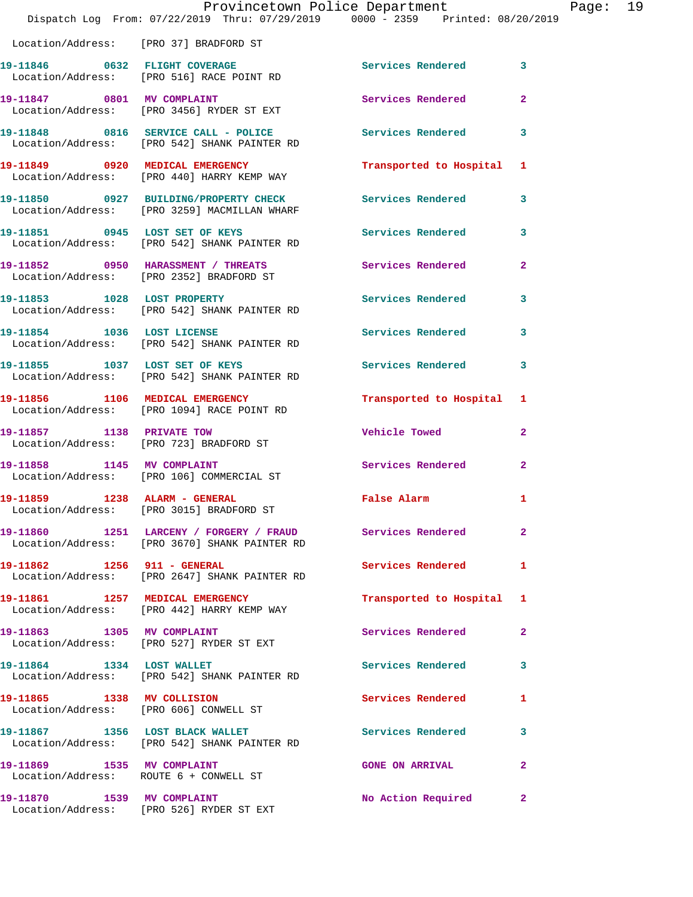Location/Address: [PRO 37] BRADFORD ST

| Call | Time | Type | Disposition | Priority |
|---|---|---|---|---|
| 19-11846 | 0632 | FLIGHT COVERAGE | Services Rendered | 3 |
| | | Location/Address: [PRO 516] RACE POINT RD | | |
| 19-11847 | 0801 | MV COMPLAINT | Services Rendered | 2 |
| | | Location/Address: [PRO 3456] RYDER ST EXT | | |
| 19-11848 | 0816 | SERVICE CALL - POLICE | Services Rendered | 3 |
| | | Location/Address: [PRO 542] SHANK PAINTER RD | | |
| 19-11849 | 0920 | MEDICAL EMERGENCY | Transported to Hospital | 1 |
| | | Location/Address: [PRO 440] HARRY KEMP WAY | | |
| 19-11850 | 0927 | BUILDING/PROPERTY CHECK | Services Rendered | 3 |
| | | Location/Address: [PRO 3259] MACMILLAN WHARF | | |
| 19-11851 | 0945 | LOST SET OF KEYS | Services Rendered | 3 |
| | | Location/Address: [PRO 542] SHANK PAINTER RD | | |
| 19-11852 | 0950 | HARASSMENT / THREATS | Services Rendered | 2 |
| | | Location/Address: [PRO 2352] BRADFORD ST | | |
| 19-11853 | 1028 | LOST PROPERTY | Services Rendered | 3 |
| | | Location/Address: [PRO 542] SHANK PAINTER RD | | |
| 19-11854 | 1036 | LOST LICENSE | Services Rendered | 3 |
| | | Location/Address: [PRO 542] SHANK PAINTER RD | | |
| 19-11855 | 1037 | LOST SET OF KEYS | Services Rendered | 3 |
| | | Location/Address: [PRO 542] SHANK PAINTER RD | | |
| 19-11856 | 1106 | MEDICAL EMERGENCY | Transported to Hospital | 1 |
| | | Location/Address: [PRO 1094] RACE POINT RD | | |
| 19-11857 | 1138 | PRIVATE TOW | Vehicle Towed | 2 |
| | | Location/Address: [PRO 723] BRADFORD ST | | |
| 19-11858 | 1145 | MV COMPLAINT | Services Rendered | 2 |
| | | Location/Address: [PRO 106] COMMERCIAL ST | | |
| 19-11859 | 1238 | ALARM - GENERAL | False Alarm | 1 |
| | | Location/Address: [PRO 3015] BRADFORD ST | | |
| 19-11860 | 1251 | LARCENY / FORGERY / FRAUD | Services Rendered | 2 |
| | | Location/Address: [PRO 3670] SHANK PAINTER RD | | |
| 19-11862 | 1256 | 911 - GENERAL | Services Rendered | 1 |
| | | Location/Address: [PRO 2647] SHANK PAINTER RD | | |
| 19-11861 | 1257 | MEDICAL EMERGENCY | Transported to Hospital | 1 |
| | | Location/Address: [PRO 442] HARRY KEMP WAY | | |
| 19-11863 | 1305 | MV COMPLAINT | Services Rendered | 2 |
| | | Location/Address: [PRO 527] RYDER ST EXT | | |
| 19-11864 | 1334 | LOST WALLET | Services Rendered | 3 |
| | | Location/Address: [PRO 542] SHANK PAINTER RD | | |
| 19-11865 | 1338 | MV COLLISION | Services Rendered | 1 |
| | | Location/Address: [PRO 606] CONWELL ST | | |
| 19-11867 | 1356 | LOST BLACK WALLET | Services Rendered | 3 |
| | | Location/Address: [PRO 542] SHANK PAINTER RD | | |
| 19-11869 | 1535 | MV COMPLAINT | GONE ON ARRIVAL | 2 |
| | | Location/Address: ROUTE 6 + CONWELL ST | | |
| 19-11870 | 1539 | MV COMPLAINT | No Action Required | 2 |
| | | Location/Address: [PRO 526] RYDER ST EXT | | |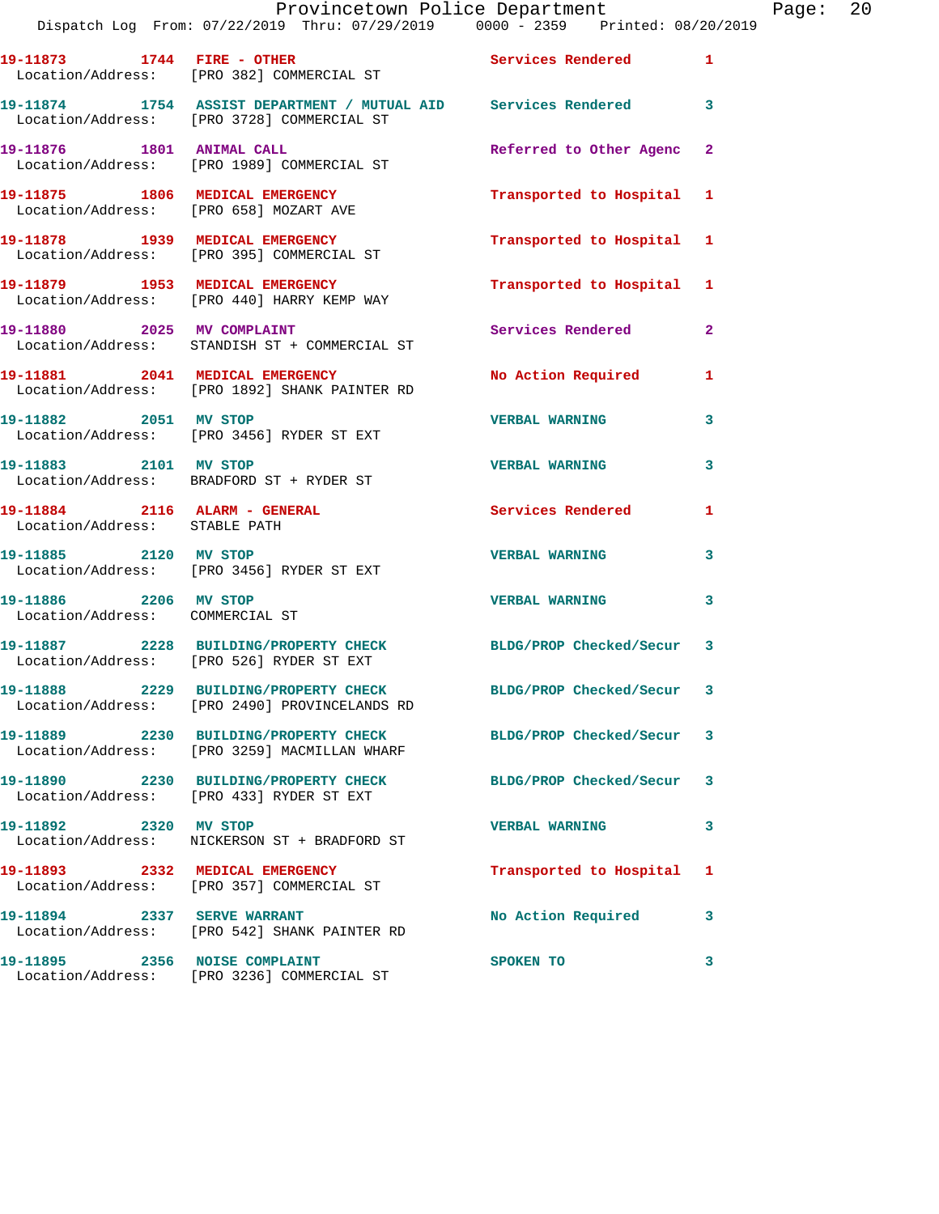19-11873 1744 FIRE - OTHER Services Rendered 1
Location/Address: [PRO 382] COMMERCIAL ST

19-11874 1754 ASSIST DEPARTMENT / MUTUAL AID Services Rendered 3
Location/Address: [PRO 3728] COMMERCIAL ST

19-11876 1801 ANIMAL CALL Referred to Other Agenc 2
Location/Address: [PRO 1989] COMMERCIAL ST

19-11875 1806 MEDICAL EMERGENCY Transported to Hospital 1
Location/Address: [PRO 658] MOZART AVE

19-11878 1939 MEDICAL EMERGENCY Transported to Hospital 1
Location/Address: [PRO 395] COMMERCIAL ST

19-11879 1953 MEDICAL EMERGENCY Transported to Hospital 1
Location/Address: [PRO 440] HARRY KEMP WAY

19-11880 2025 MV COMPLAINT Services Rendered 2
Location/Address: STANDISH ST + COMMERCIAL ST

19-11881 2041 MEDICAL EMERGENCY No Action Required 1
Location/Address: [PRO 1892] SHANK PAINTER RD

19-11882 2051 MV STOP VERBAL WARNING 3
Location/Address: [PRO 3456] RYDER ST EXT

19-11883 2101 MV STOP VERBAL WARNING 3
Location/Address: BRADFORD ST + RYDER ST

19-11884 2116 ALARM - GENERAL Services Rendered 1
Location/Address: STABLE PATH

19-11885 2120 MV STOP VERBAL WARNING 3
Location/Address: [PRO 3456] RYDER ST EXT

19-11886 2206 MV STOP VERBAL WARNING 3
Location/Address: COMMERCIAL ST

19-11887 2228 BUILDING/PROPERTY CHECK BLDG/PROP Checked/Secur 3
Location/Address: [PRO 526] RYDER ST EXT

19-11888 2229 BUILDING/PROPERTY CHECK BLDG/PROP Checked/Secur 3
Location/Address: [PRO 2490] PROVINCELANDS RD

19-11889 2230 BUILDING/PROPERTY CHECK BLDG/PROP Checked/Secur 3
Location/Address: [PRO 3259] MACMILLAN WHARF

19-11890 2230 BUILDING/PROPERTY CHECK BLDG/PROP Checked/Secur 3
Location/Address: [PRO 433] RYDER ST EXT

19-11892 2320 MV STOP VERBAL WARNING 3
Location/Address: NICKERSON ST + BRADFORD ST

19-11893 2332 MEDICAL EMERGENCY Transported to Hospital 1
Location/Address: [PRO 357] COMMERCIAL ST

19-11894 2337 SERVE WARRANT No Action Required 3
Location/Address: [PRO 542] SHANK PAINTER RD

19-11895 2356 NOISE COMPLAINT SPOKEN TO 3
Location/Address: [PRO 3236] COMMERCIAL ST